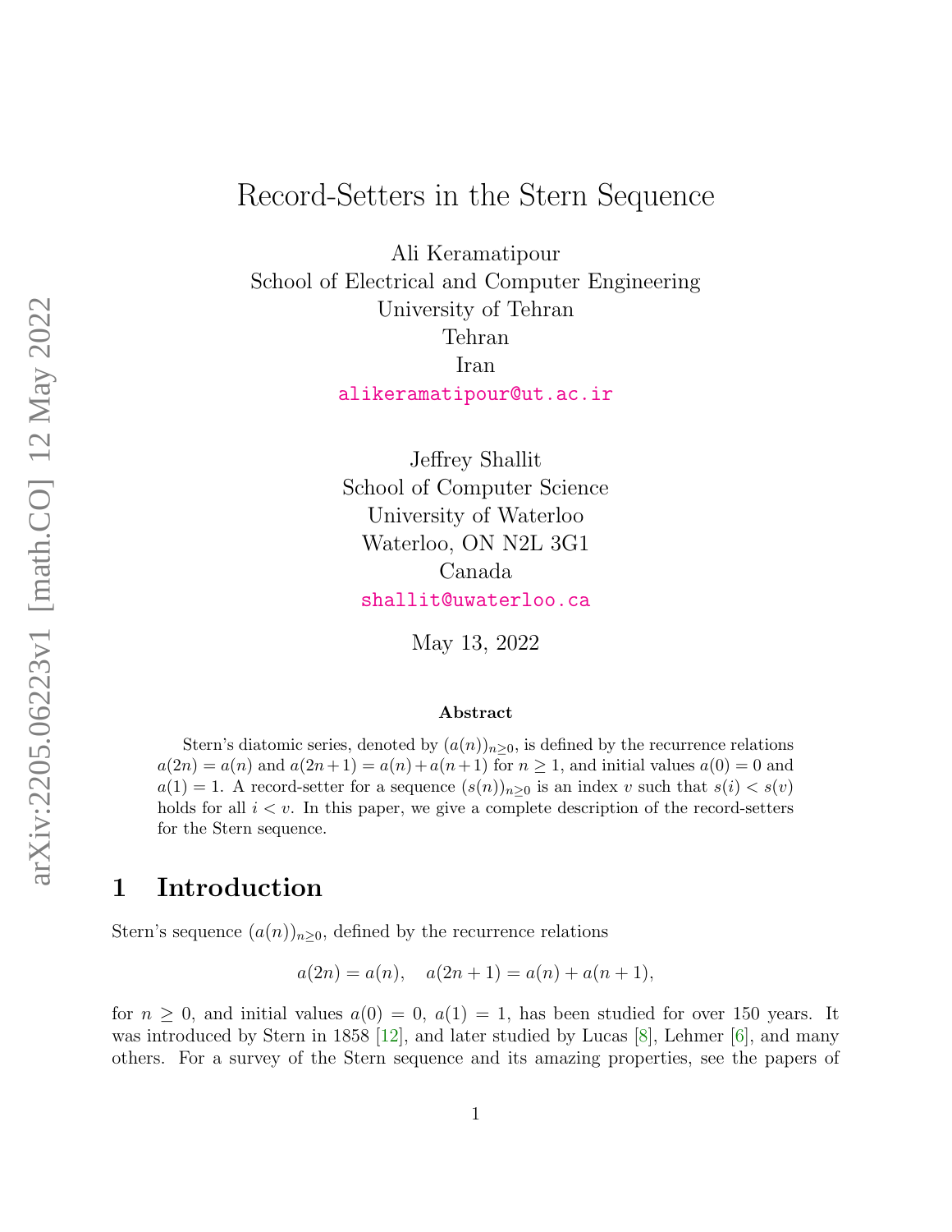# Record-Setters in the Stern Sequence

Ali Keramatipour
School of Electrical and Computer Engineering
University of Tehran
Tehran
Iran
alikeramatipour@ut.ac.ir

Jeffrey Shallit
School of Computer Science
University of Waterloo
Waterloo, ON N2L 3G1
Canada
shallit@uwaterloo.ca

May 13, 2022

**Abstract**

Stern's diatomic series, denoted by $(a(n))_{n\geq 0}$, is defined by the recurrence relations $a(2n) = a(n)$ and $a(2n+1) = a(n) + a(n+1)$ for $n \geq 1$, and initial values $a(0) = 0$ and $a(1) = 1$. A record-setter for a sequence $(s(n))_{n\geq 0}$ is an index $v$ such that $s(i) < s(v)$ holds for all $i < v$. In this paper, we give a complete description of the record-setters for the Stern sequence.

## 1 Introduction

Stern's sequence $(a(n))_{n\geq 0}$, defined by the recurrence relations

$$a(2n) = a(n), \quad a(2n+1) = a(n) + a(n+1),$$

for $n \geq 0$, and initial values $a(0) = 0$, $a(1) = 1$, has been studied for over 150 years. It was introduced by Stern in 1858 [12], and later studied by Lucas [8], Lehmer [6], and many others. For a survey of the Stern sequence and its amazing properties, see the papers of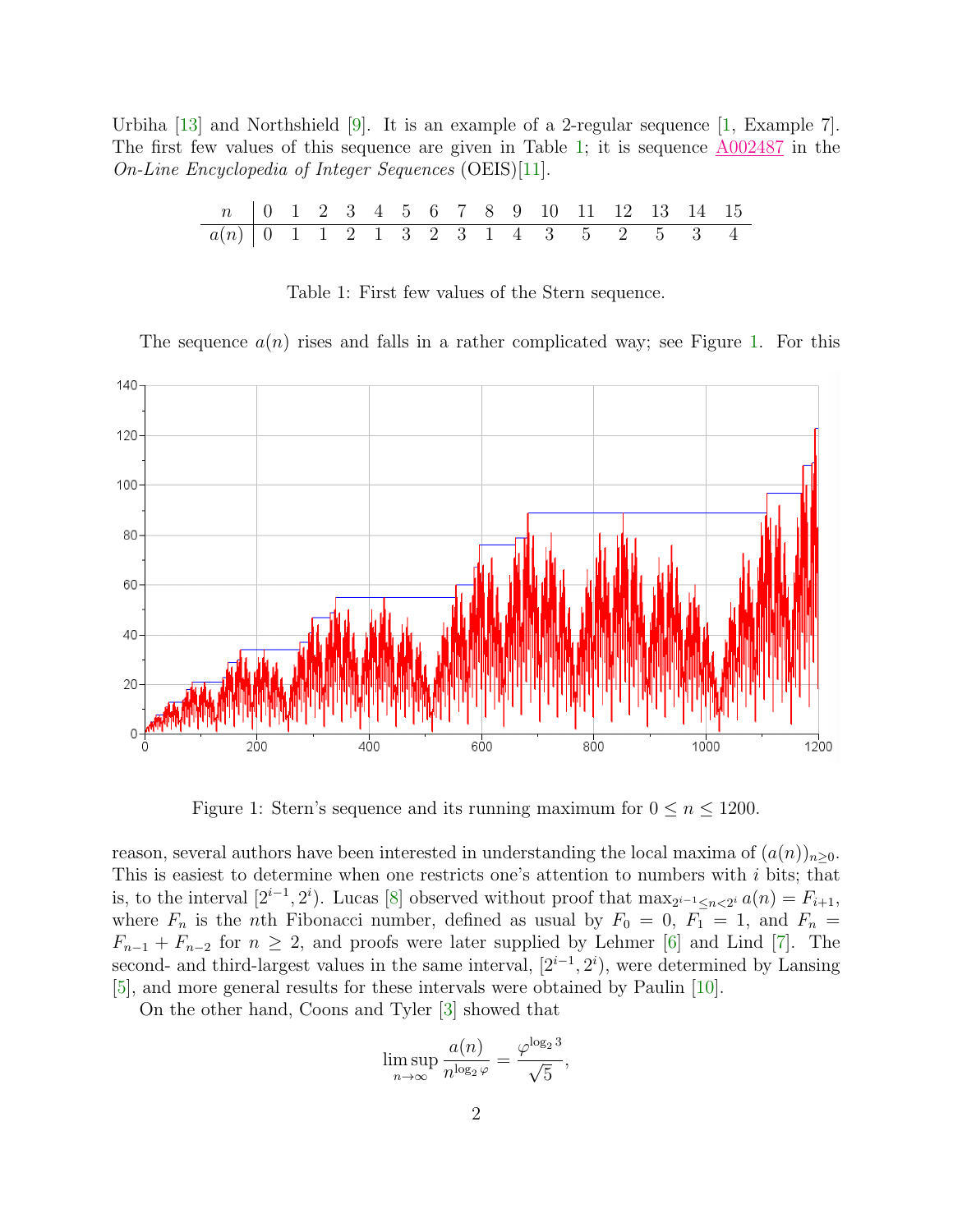Urbiha [13] and Northshield [9]. It is an example of a 2-regular sequence [1, Example 7]. The first few values of this sequence are given in Table 1; it is sequence A002487 in the *On-Line Encyclopedia of Integer Sequences* (OEIS)[11].

| $n$ | 0 | 1 | 2 | 3 | 4 | 5 | 6 | 7 | 8 | 9 | 10 | 11 | 12 | 13 | 14 | 15 |
|---|---|---|---|---|---|---|---|---|---|---|---|---|---|---|---|---|
| $a(n)$ | 0 | 1 | 1 | 2 | 1 | 3 | 2 | 3 | 1 | 4 | 3 | 5 | 2 | 5 | 3 | 4 |

Table 1: First few values of the Stern sequence.

The sequence $a(n)$ rises and falls in a rather complicated way; see Figure 1. For this reason, several authors have been interested in understanding the local maxima of $(a(n))_{n\geq 0}$. This is easiest to determine when one restricts one's attention to numbers with $i$ bits; that is, to the interval $[2^{i-1}, 2^i)$. Lucas [8] observed without proof that $\max_{2^{i-1}\leq n<2^i} a(n) = F_{i+1}$, where $F_n$ is the $n$th Fibonacci number, defined as usual by $F_0 = 0$, $F_1 = 1$, and $F_n = F_{n-1} + F_{n-2}$ for $n \geq 2$, and proofs were later supplied by Lehmer [6] and Lind [7]. The second- and third-largest values in the same interval, $[2^{i-1}, 2^i)$, were determined by Lansing [5], and more general results for these intervals were obtained by Paulin [10].

Figure 1: Stern's sequence and its running maximum for $0 \leq n \leq 1200$.

On the other hand, Coons and Tyler [3] showed that

$$\limsup_{n\to\infty} \frac{a(n)}{n^{\log_2 \varphi}} = \frac{\varphi^{\log_2 3}}{\sqrt{5}},$$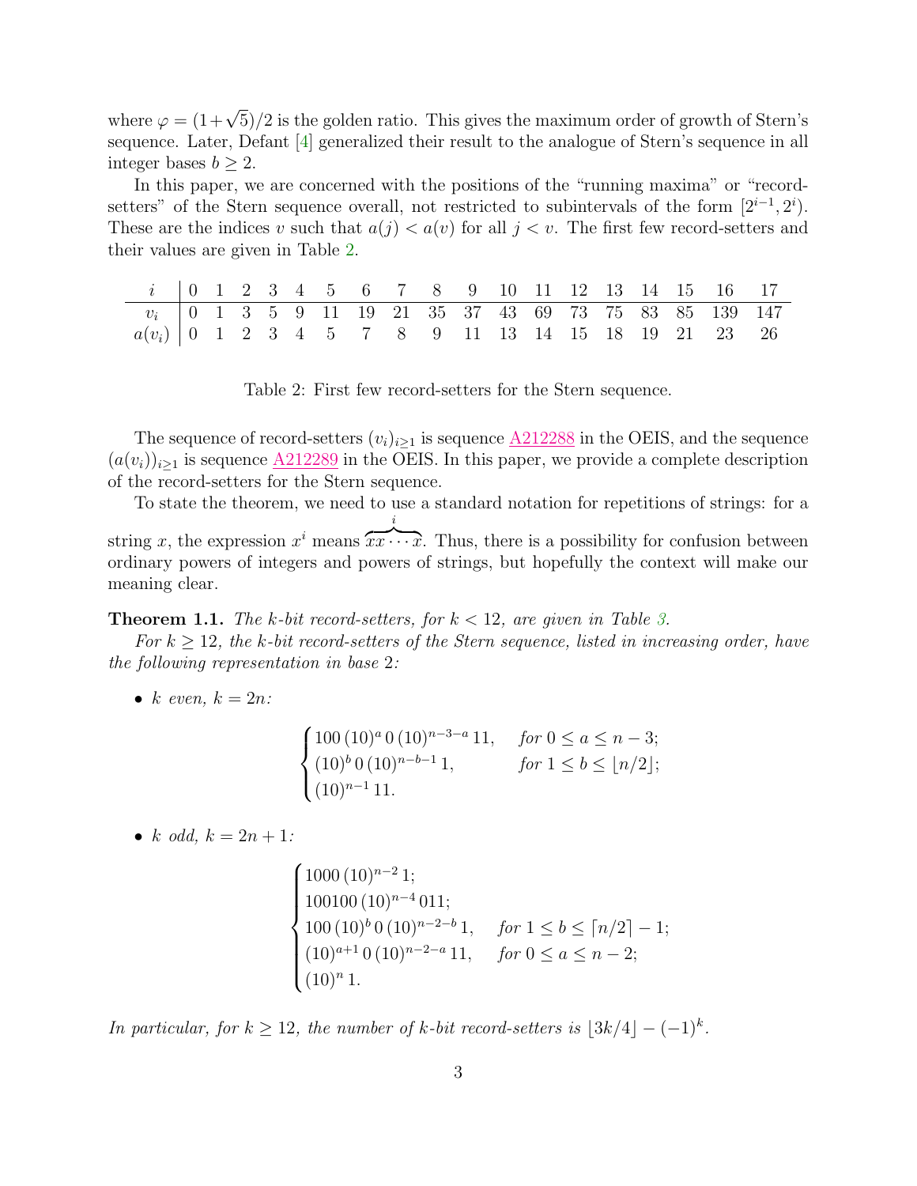where $\varphi = (1+\sqrt{5})/2$ is the golden ratio. This gives the maximum order of growth of Stern's sequence. Later, Defant [4] generalized their result to the analogue of Stern's sequence in all integer bases $b \geq 2$.

In this paper, we are concerned with the positions of the "running maxima" or "record-setters" of the Stern sequence overall, not restricted to subintervals of the form $[2^{i-1}, 2^i)$. These are the indices $v$ such that $a(j) < a(v)$ for all $j < v$. The first few record-setters and their values are given in Table 2.

| $i$ | 0 | 1 | 2 | 3 | 4 | 5 | 6 | 7 | 8 | 9 | 10 | 11 | 12 | 13 | 14 | 15 | 16 | 17 |
|---|---|---|---|---|---|---|---|---|---|---|---|---|---|---|---|---|---|---|
| $v_i$ | 0 | 1 | 3 | 5 | 9 | 11 | 19 | 21 | 35 | 37 | 43 | 69 | 73 | 75 | 83 | 85 | 139 | 147 |
| $a(v_i)$ | 0 | 1 | 2 | 3 | 4 | 5 | 7 | 8 | 9 | 11 | 13 | 14 | 15 | 18 | 19 | 21 | 23 | 26 |

Table 2: First few record-setters for the Stern sequence.

The sequence of record-setters $(v_i)_{i\geq 1}$ is sequence A212288 in the OEIS, and the sequence $(a(v_i))_{i\geq 1}$ is sequence A212289 in the OEIS. In this paper, we provide a complete description of the record-setters for the Stern sequence.

To state the theorem, we need to use a standard notation for repetitions of strings: for a string $x$, the expression $x^i$ means $\overbrace{xx\cdots x}^{i}$. Thus, there is a possibility for confusion between ordinary powers of integers and powers of strings, but hopefully the context will make our meaning clear.

**Theorem 1.1.** *The $k$-bit record-setters, for $k < 12$, are given in Table 3.*

*For $k \geq 12$, the $k$-bit record-setters of the Stern sequence, listed in increasing order, have the following representation in base 2:*

- *$k$ even, $k = 2n$:*

$$\begin{cases} 100\,(10)^a\,0\,(10)^{n-3-a}\,11, & \text{for } 0 \leq a \leq n-3; \\ (10)^b\,0\,(10)^{n-b-1}\,1, & \text{for } 1 \leq b \leq \lfloor n/2 \rfloor; \\ (10)^{n-1}\,11. \end{cases}$$

- *$k$ odd, $k = 2n+1$:*

$$\begin{cases} 1000\,(10)^{n-2}\,1; \\ 100100\,(10)^{n-4}\,011; \\ 100\,(10)^b\,0\,(10)^{n-2-b}\,1, & \text{for } 1 \leq b \leq \lceil n/2 \rceil - 1; \\ (10)^{a+1}\,0\,(10)^{n-2-a}\,11, & \text{for } 0 \leq a \leq n-2; \\ (10)^n\,1. \end{cases}$$

*In particular, for $k \geq 12$, the number of $k$-bit record-setters is $\lfloor 3k/4 \rfloor - (-1)^k$.*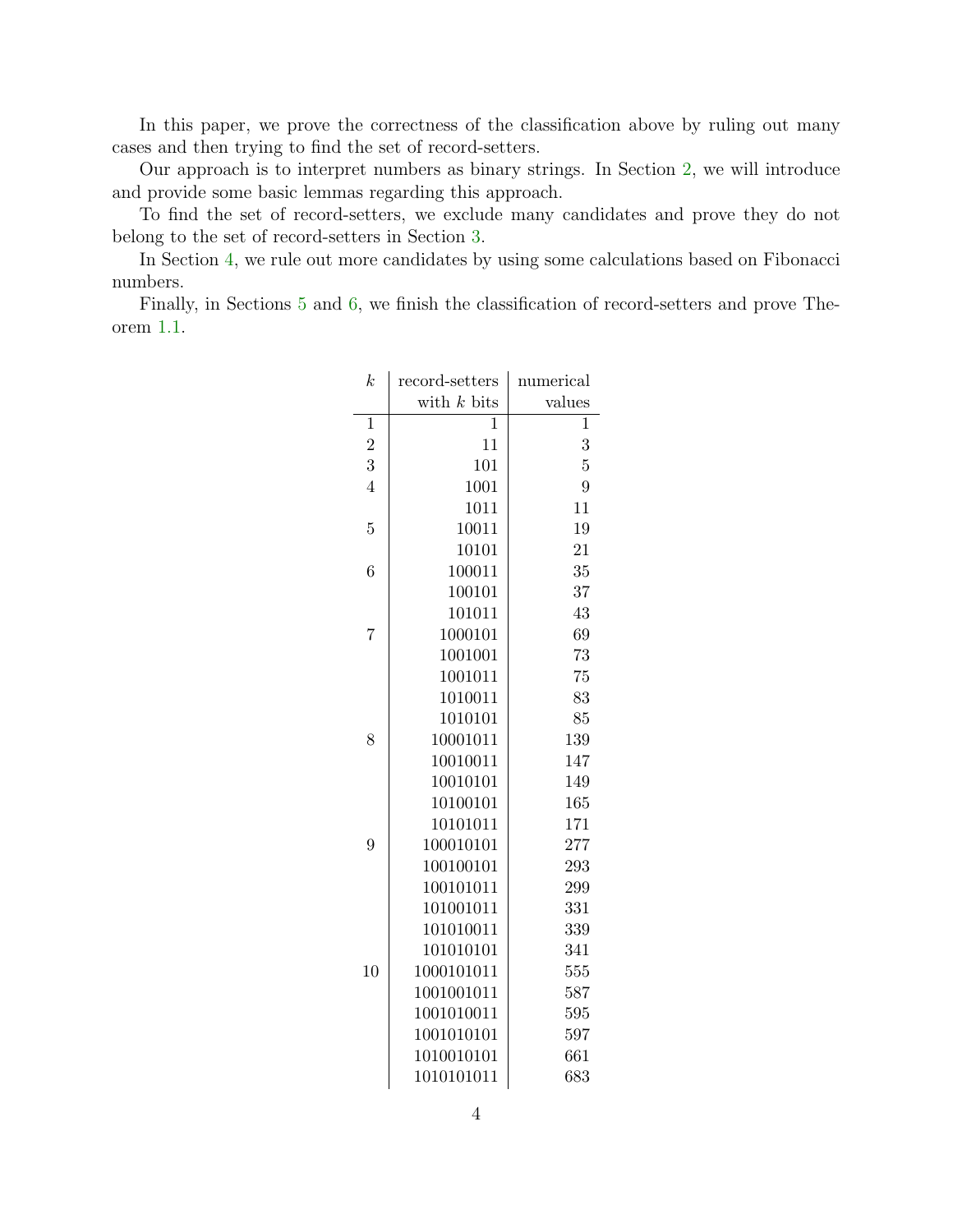In this paper, we prove the correctness of the classification above by ruling out many cases and then trying to find the set of record-setters.

Our approach is to interpret numbers as binary strings. In Section 2, we will introduce and provide some basic lemmas regarding this approach.

To find the set of record-setters, we exclude many candidates and prove they do not belong to the set of record-setters in Section 3.

In Section 4, we rule out more candidates by using some calculations based on Fibonacci numbers.

Finally, in Sections 5 and 6, we finish the classification of record-setters and prove Theorem 1.1.

| $k$ | record-setters with $k$ bits | numerical values |
|---|---:|---:|
| 1 | 1 | 1 |
| 2 | 11 | 3 |
| 3 | 101 | 5 |
| 4 | 1001 | 9 |
| | 1011 | 11 |
| 5 | 10011 | 19 |
| | 10101 | 21 |
| 6 | 100011 | 35 |
| | 100101 | 37 |
| | 101011 | 43 |
| 7 | 1000101 | 69 |
| | 1001001 | 73 |
| | 1001011 | 75 |
| | 1010011 | 83 |
| | 1010101 | 85 |
| 8 | 10001011 | 139 |
| | 10010011 | 147 |
| | 10010101 | 149 |
| | 10100101 | 165 |
| | 10101011 | 171 |
| 9 | 100010101 | 277 |
| | 100100101 | 293 |
| | 100101011 | 299 |
| | 101001011 | 331 |
| | 101010011 | 339 |
| | 101010101 | 341 |
| 10 | 1000101011 | 555 |
| | 1001001011 | 587 |
| | 1001010011 | 595 |
| | 1001010101 | 597 |
| | 1010010101 | 661 |
| | 1010101011 | 683 |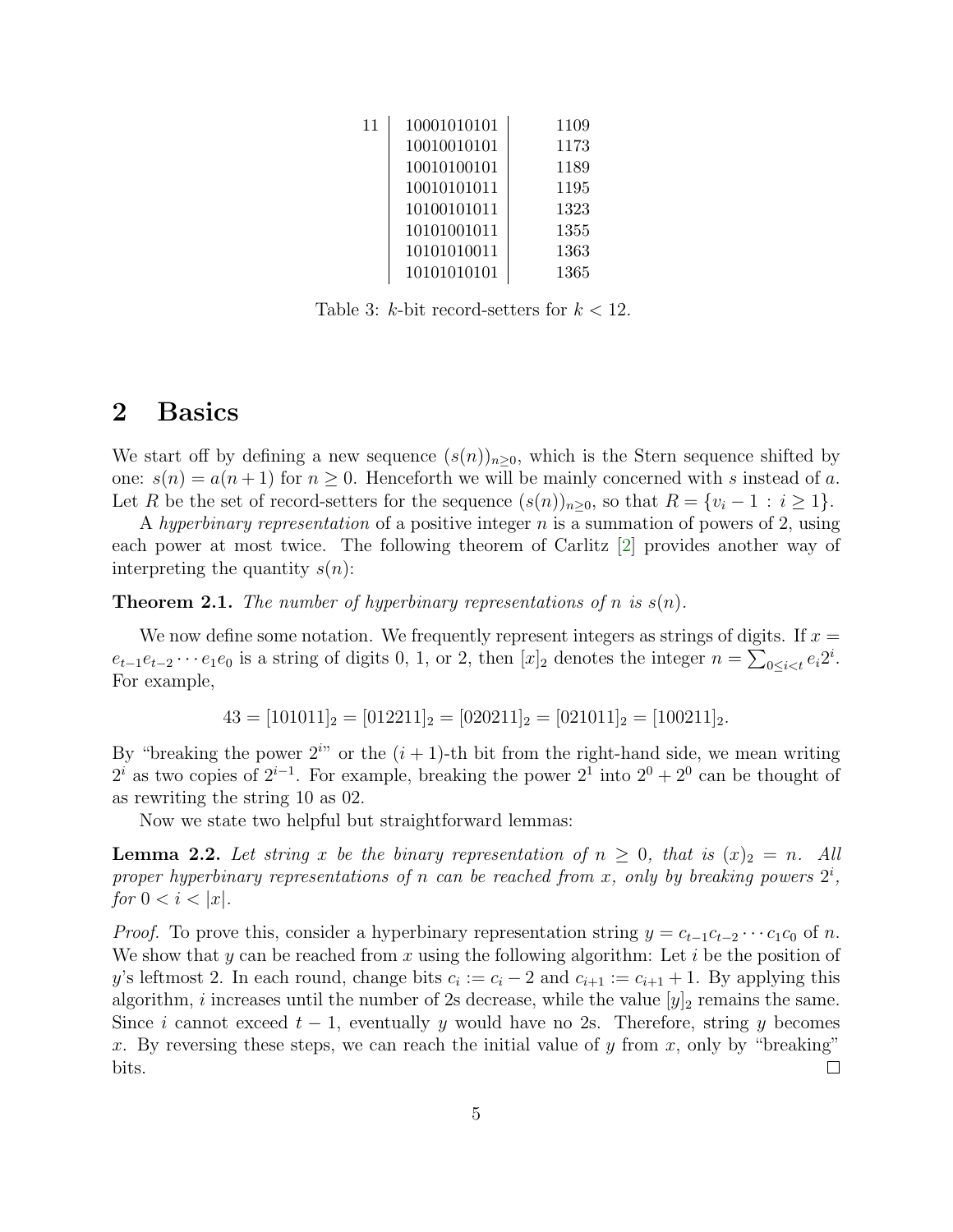| | | |
|---|---|---|
| 11 | 10001010101 | 1109 |
| | 10010010101 | 1173 |
| | 10010100101 | 1189 |
| | 10010101011 | 1195 |
| | 10100101011 | 1323 |
| | 10101001011 | 1355 |
| | 10101010011 | 1363 |
| | 10101010101 | 1365 |

Table 3: $k$-bit record-setters for $k < 12$.

## 2 Basics

We start off by defining a new sequence $(s(n))_{n\geq 0}$, which is the Stern sequence shifted by one: $s(n) = a(n+1)$ for $n \geq 0$. Henceforth we will be mainly concerned with $s$ instead of $a$. Let $R$ be the set of record-setters for the sequence $(s(n))_{n\geq 0}$, so that $R = \{v_i - 1 : i \geq 1\}$.

A *hyperbinary representation* of a positive integer $n$ is a summation of powers of 2, using each power at most twice. The following theorem of Carlitz [2] provides another way of interpreting the quantity $s(n)$:

**Theorem 2.1.** *The number of hyperbinary representations of $n$ is $s(n)$.*

We now define some notation. We frequently represent integers as strings of digits. If $x = e_{t-1}e_{t-2}\cdots e_1e_0$ is a string of digits 0, 1, or 2, then $[x]_2$ denotes the integer $n = \sum_{0\leq i<t} e_i 2^i$. For example,

$$43 = [101011]_2 = [012211]_2 = [020211]_2 = [021011]_2 = [100211]_2.$$

By "breaking the power $2^i$" or the $(i+1)$-th bit from the right-hand side, we mean writing $2^i$ as two copies of $2^{i-1}$. For example, breaking the power $2^1$ into $2^0 + 2^0$ can be thought of as rewriting the string 10 as 02.

Now we state two helpful but straightforward lemmas:

**Lemma 2.2.** *Let string $x$ be the binary representation of $n \geq 0$, that is $(x)_2 = n$. All proper hyperbinary representations of $n$ can be reached from $x$, only by breaking powers $2^i$, for $0 < i < |x|$.*

*Proof.* To prove this, consider a hyperbinary representation string $y = c_{t-1}c_{t-2}\cdots c_1c_0$ of $n$. We show that $y$ can be reached from $x$ using the following algorithm: Let $i$ be the position of $y$'s leftmost 2. In each round, change bits $c_i := c_i - 2$ and $c_{i+1} := c_{i+1} + 1$. By applying this algorithm, $i$ increases until the number of 2s decrease, while the value $[y]_2$ remains the same. Since $i$ cannot exceed $t-1$, eventually $y$ would have no 2s. Therefore, string $y$ becomes $x$. By reversing these steps, we can reach the initial value of $y$ from $x$, only by "breaking" bits. $\square$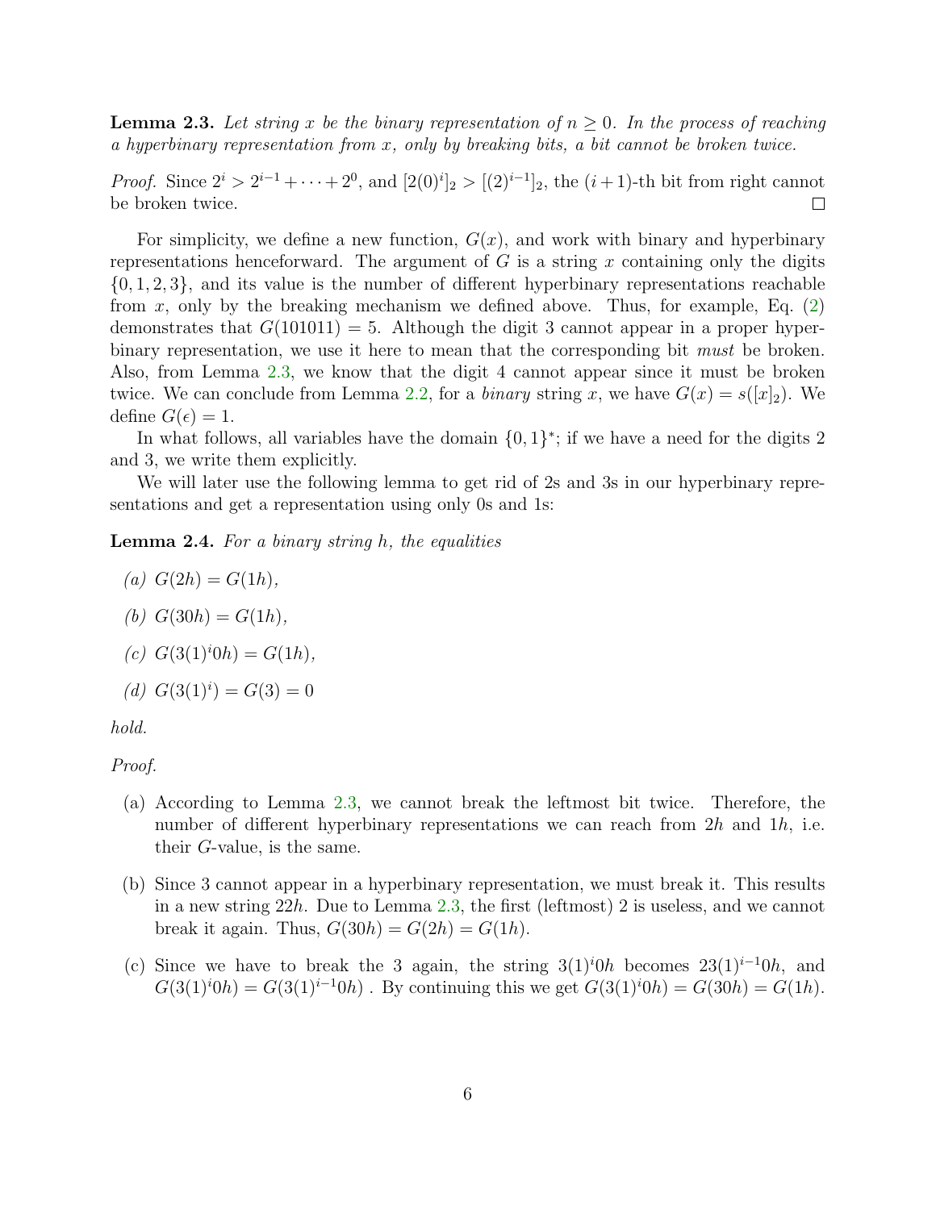**Lemma 2.3.** *Let string $x$ be the binary representation of $n \geq 0$. In the process of reaching a hyperbinary representation from $x$, only by breaking bits, a bit cannot be broken twice.*

*Proof.* Since $2^i > 2^{i-1} + \cdots + 2^0$, and $[2(0)^i]_2 > [(2)^{i-1}]_2$, the $(i+1)$-th bit from right cannot be broken twice. $\square$

For simplicity, we define a new function, $G(x)$, and work with binary and hyperbinary representations henceforward. The argument of $G$ is a string $x$ containing only the digits $\{0, 1, 2, 3\}$, and its value is the number of different hyperbinary representations reachable from $x$, only by the breaking mechanism we defined above. Thus, for example, Eq. (2) demonstrates that $G(101011) = 5$. Although the digit 3 cannot appear in a proper hyperbinary representation, we use it here to mean that the corresponding bit *must* be broken. Also, from Lemma 2.3, we know that the digit 4 cannot appear since it must be broken twice. We can conclude from Lemma 2.2, for a *binary* string $x$, we have $G(x) = s([x]_2)$. We define $G(\epsilon) = 1$.

In what follows, all variables have the domain $\{0, 1\}^*$; if we have a need for the digits 2 and 3, we write them explicitly.

We will later use the following lemma to get rid of 2s and 3s in our hyperbinary representations and get a representation using only 0s and 1s:

**Lemma 2.4.** *For a binary string $h$, the equalities*

*(a)* $G(2h) = G(1h)$,

*(b)* $G(30h) = G(1h)$,

*(c)* $G(3(1)^i 0h) = G(1h)$,

*(d)* $G(3(1)^i) = G(3) = 0$

*hold.*

*Proof.*

(a) According to Lemma 2.3, we cannot break the leftmost bit twice. Therefore, the number of different hyperbinary representations we can reach from $2h$ and $1h$, i.e. their $G$-value, is the same.

(b) Since 3 cannot appear in a hyperbinary representation, we must break it. This results in a new string $22h$. Due to Lemma 2.3, the first (leftmost) 2 is useless, and we cannot break it again. Thus, $G(30h) = G(2h) = G(1h)$.

(c) Since we have to break the 3 again, the string $3(1)^i 0h$ becomes $23(1)^{i-1}0h$, and $G(3(1)^i 0h) = G(3(1)^{i-1}0h)$ . By continuing this we get $G(3(1)^i 0h) = G(30h) = G(1h)$.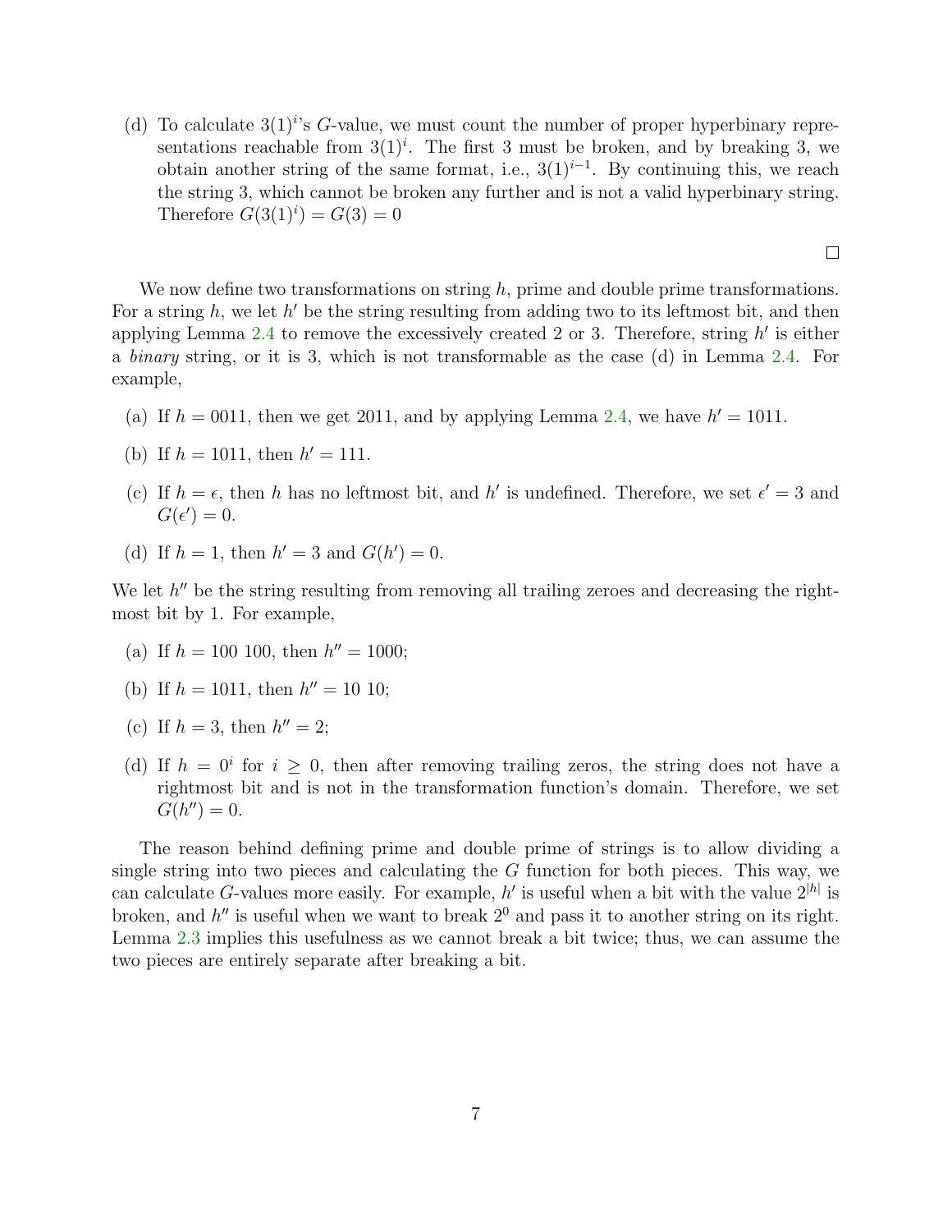(d) To calculate $3(1)^i$'s $G$-value, we must count the number of proper hyperbinary representations reachable from $3(1)^i$. The first 3 must be broken, and by breaking 3, we obtain another string of the same format, i.e., $3(1)^{i-1}$. By continuing this, we reach the string 3, which cannot be broken any further and is not a valid hyperbinary string. Therefore $G(3(1)^i) = G(3) = 0$

□

We now define two transformations on string $h$, prime and double prime transformations. For a string $h$, we let $h'$ be the string resulting from adding two to its leftmost bit, and then applying Lemma 2.4 to remove the excessively created 2 or 3. Therefore, string $h'$ is either a *binary* string, or it is 3, which is not transformable as the case (d) in Lemma 2.4. For example,

(a) If $h = 0011$, then we get 2011, and by applying Lemma 2.4, we have $h' = 1011$.

(b) If $h = 1011$, then $h' = 111$.

(c) If $h = \epsilon$, then $h$ has no leftmost bit, and $h'$ is undefined. Therefore, we set $\epsilon' = 3$ and $G(\epsilon') = 0$.

(d) If $h = 1$, then $h' = 3$ and $G(h') = 0$.

We let $h''$ be the string resulting from removing all trailing zeroes and decreasing the rightmost bit by 1. For example,

(a) If $h = 100\ 100$, then $h'' = 1000$;

(b) If $h = 1011$, then $h'' = 10\ 10$;

(c) If $h = 3$, then $h'' = 2$;

(d) If $h = 0^i$ for $i \geq 0$, then after removing trailing zeros, the string does not have a rightmost bit and is not in the transformation function's domain. Therefore, we set $G(h'') = 0$.

The reason behind defining prime and double prime of strings is to allow dividing a single string into two pieces and calculating the $G$ function for both pieces. This way, we can calculate $G$-values more easily. For example, $h'$ is useful when a bit with the value $2^{|h|}$ is broken, and $h''$ is useful when we want to break $2^0$ and pass it to another string on its right. Lemma 2.3 implies this usefulness as we cannot break a bit twice; thus, we can assume the two pieces are entirely separate after breaking a bit.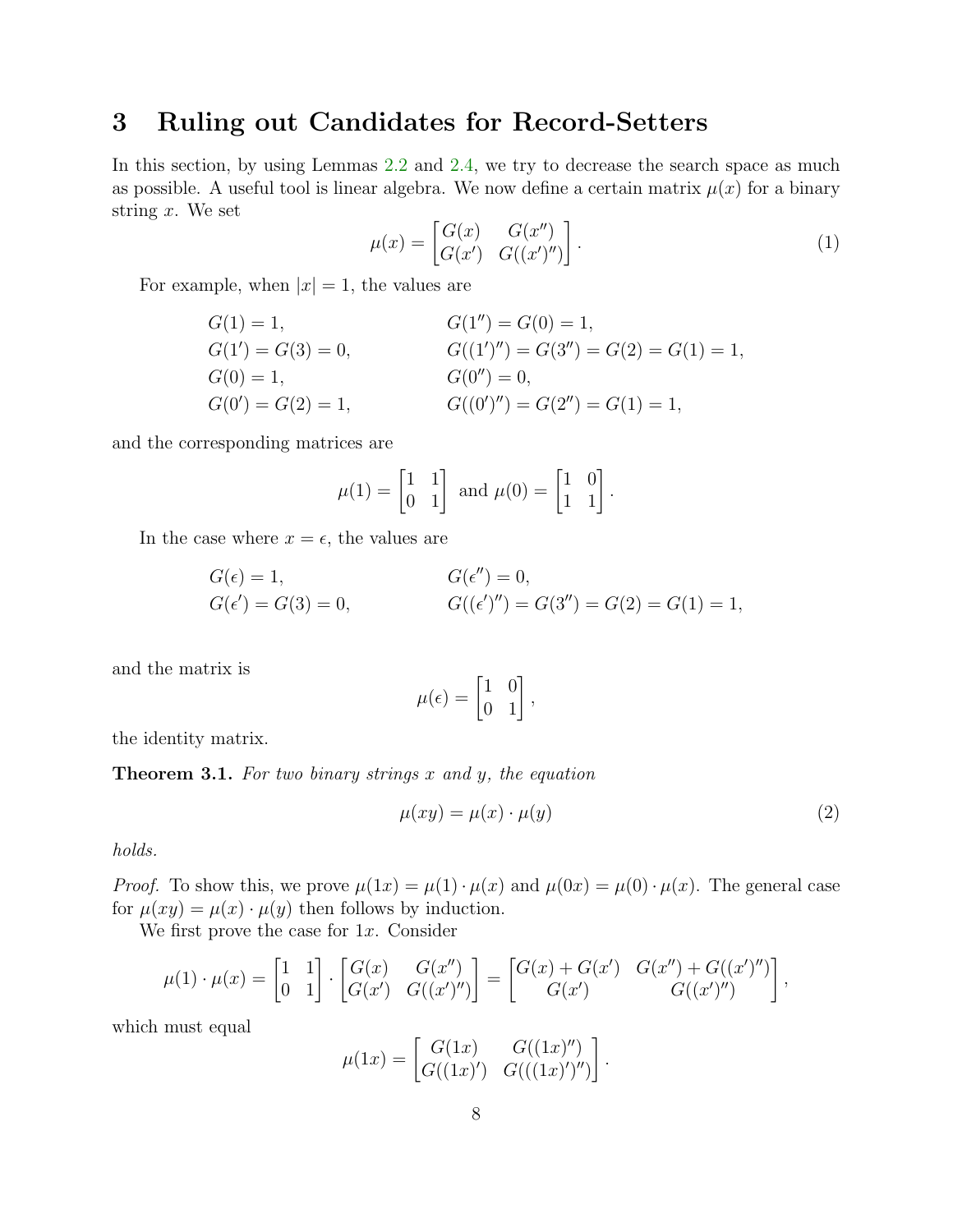# 3 Ruling out Candidates for Record-Setters

In this section, by using Lemmas 2.2 and 2.4, we try to decrease the search space as much as possible. A useful tool is linear algebra. We now define a certain matrix $\mu(x)$ for a binary string $x$. We set

$$\mu(x) = \begin{bmatrix} G(x) & G(x'') \\ G(x') & G((x')'') \end{bmatrix}. \tag{1}$$

For example, when $|x| = 1$, the values are

$$\begin{aligned} G(1) &= 1, & G(1'') &= G(0) = 1, \\ G(1') &= G(3) = 0, & G((1')'') &= G(3'') = G(2) = G(1) = 1, \\ G(0) &= 1, & G(0'') &= 0, \\ G(0') &= G(2) = 1, & G((0')'') &= G(2'') = G(1) = 1, \end{aligned}$$

and the corresponding matrices are

$$\mu(1) = \begin{bmatrix} 1 & 1 \\ 0 & 1 \end{bmatrix} \text{ and } \mu(0) = \begin{bmatrix} 1 & 0 \\ 1 & 1 \end{bmatrix}.$$

In the case where $x = \epsilon$, the values are

$$\begin{aligned} G(\epsilon) &= 1, & G(\epsilon'') &= 0, \\ G(\epsilon') &= G(3) = 0, & G((\epsilon')'') &= G(3'') = G(2) = G(1) = 1, \end{aligned}$$

and the matrix is

$$\mu(\epsilon) = \begin{bmatrix} 1 & 0 \\ 0 & 1 \end{bmatrix},$$

the identity matrix.

**Theorem 3.1.** *For two binary strings $x$ and $y$, the equation*

$$\mu(xy) = \mu(x) \cdot \mu(y) \tag{2}$$

*holds.*

*Proof.* To show this, we prove $\mu(1x) = \mu(1) \cdot \mu(x)$ and $\mu(0x) = \mu(0) \cdot \mu(x)$. The general case for $\mu(xy) = \mu(x) \cdot \mu(y)$ then follows by induction.

We first prove the case for $1x$. Consider

$$\mu(1) \cdot \mu(x) = \begin{bmatrix} 1 & 1 \\ 0 & 1 \end{bmatrix} \cdot \begin{bmatrix} G(x) & G(x'') \\ G(x') & G((x')'') \end{bmatrix} = \begin{bmatrix} G(x) + G(x') & G(x'') + G((x')'') \\ G(x') & G((x')'') \end{bmatrix},$$

which must equal

$$\mu(1x) = \begin{bmatrix} G(1x) & G((1x)'') \\ G((1x)') & G(((1x)')'') \end{bmatrix}.$$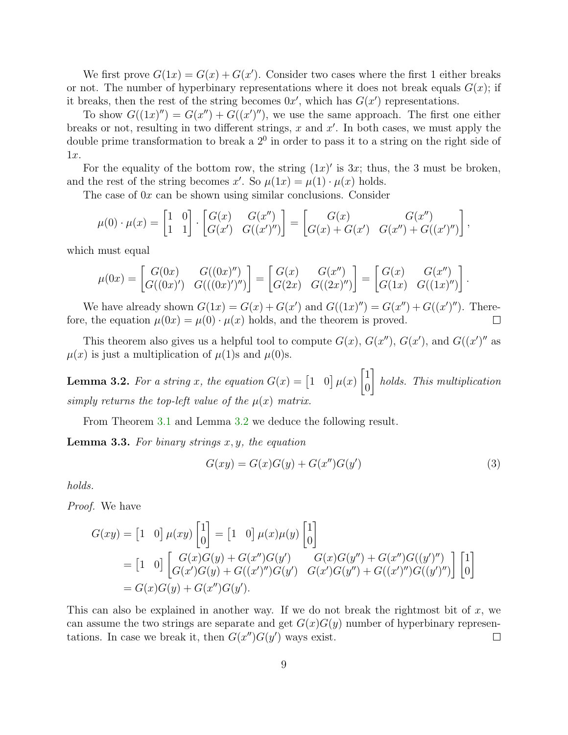We first prove $G(1x) = G(x) + G(x')$. Consider two cases where the first 1 either breaks or not. The number of hyperbinary representations where it does not break equals $G(x)$; if it breaks, then the rest of the string becomes $0x'$, which has $G(x')$ representations.

To show $G((1x)'') = G(x'') + G((x')'')$, we use the same approach. The first one either breaks or not, resulting in two different strings, $x$ and $x'$. In both cases, we must apply the double prime transformation to break a $2^0$ in order to pass it to a string on the right side of $1x$.

For the equality of the bottom row, the string $(1x)'$ is $3x$; thus, the 3 must be broken, and the rest of the string becomes $x'$. So $\mu(1x) = \mu(1) \cdot \mu(x)$ holds.

The case of $0x$ can be shown using similar conclusions. Consider

$$\mu(0) \cdot \mu(x) = \begin{bmatrix} 1 & 0 \\ 1 & 1 \end{bmatrix} \cdot \begin{bmatrix} G(x) & G(x'') \\ G(x') & G((x')'') \end{bmatrix} = \begin{bmatrix} G(x) & G(x'') \\ G(x) + G(x') & G(x'') + G((x')'') \end{bmatrix},$$

which must equal

$$\mu(0x) = \begin{bmatrix} G(0x) & G((0x)'') \\ G((0x)') & G(((0x)')'') \end{bmatrix} = \begin{bmatrix} G(x) & G(x'') \\ G(2x) & G((2x)'') \end{bmatrix} = \begin{bmatrix} G(x) & G(x'') \\ G(1x) & G((1x)'') \end{bmatrix}.$$

We have already shown $G(1x) = G(x) + G(x')$ and $G((1x)'') = G(x'') + G((x')'')$. Therefore, the equation $\mu(0x) = \mu(0) \cdot \mu(x)$ holds, and the theorem is proved. □

This theorem also gives us a helpful tool to compute $G(x)$, $G(x'')$, $G(x')$, and $G((x')''$ as $\mu(x)$ is just a multiplication of $\mu(1)$s and $\mu(0)$s.

**Lemma 3.2.** *For a string $x$, the equation $G(x) = \begin{bmatrix} 1 & 0 \end{bmatrix} \mu(x) \begin{bmatrix} 1 \\ 0 \end{bmatrix}$ holds. This multiplication simply returns the top-left value of the $\mu(x)$ matrix.*

From Theorem 3.1 and Lemma 3.2 we deduce the following result.

**Lemma 3.3.** *For binary strings $x, y$, the equation*

$$G(xy) = G(x)G(y) + G(x'')G(y') \tag{3}$$

*holds.*

*Proof.* We have

$$\begin{aligned} G(xy) &= \begin{bmatrix} 1 & 0 \end{bmatrix} \mu(xy) \begin{bmatrix} 1 \\ 0 \end{bmatrix} = \begin{bmatrix} 1 & 0 \end{bmatrix} \mu(x)\mu(y) \begin{bmatrix} 1 \\ 0 \end{bmatrix} \\ &= \begin{bmatrix} 1 & 0 \end{bmatrix} \begin{bmatrix} G(x)G(y) + G(x'')G(y') & G(x)G(y'') + G(x'')G((y')'') \\ G(x')G(y) + G((x')'')G(y') & G(x')G(y'') + G((x')'')G((y')'') \end{bmatrix} \begin{bmatrix} 1 \\ 0 \end{bmatrix} \\ &= G(x)G(y) + G(x'')G(y'). \end{aligned}$$

This can also be explained in another way. If we do not break the rightmost bit of $x$, we can assume the two strings are separate and get $G(x)G(y)$ number of hyperbinary representations. In case we break it, then $G(x'')G(y')$ ways exist. □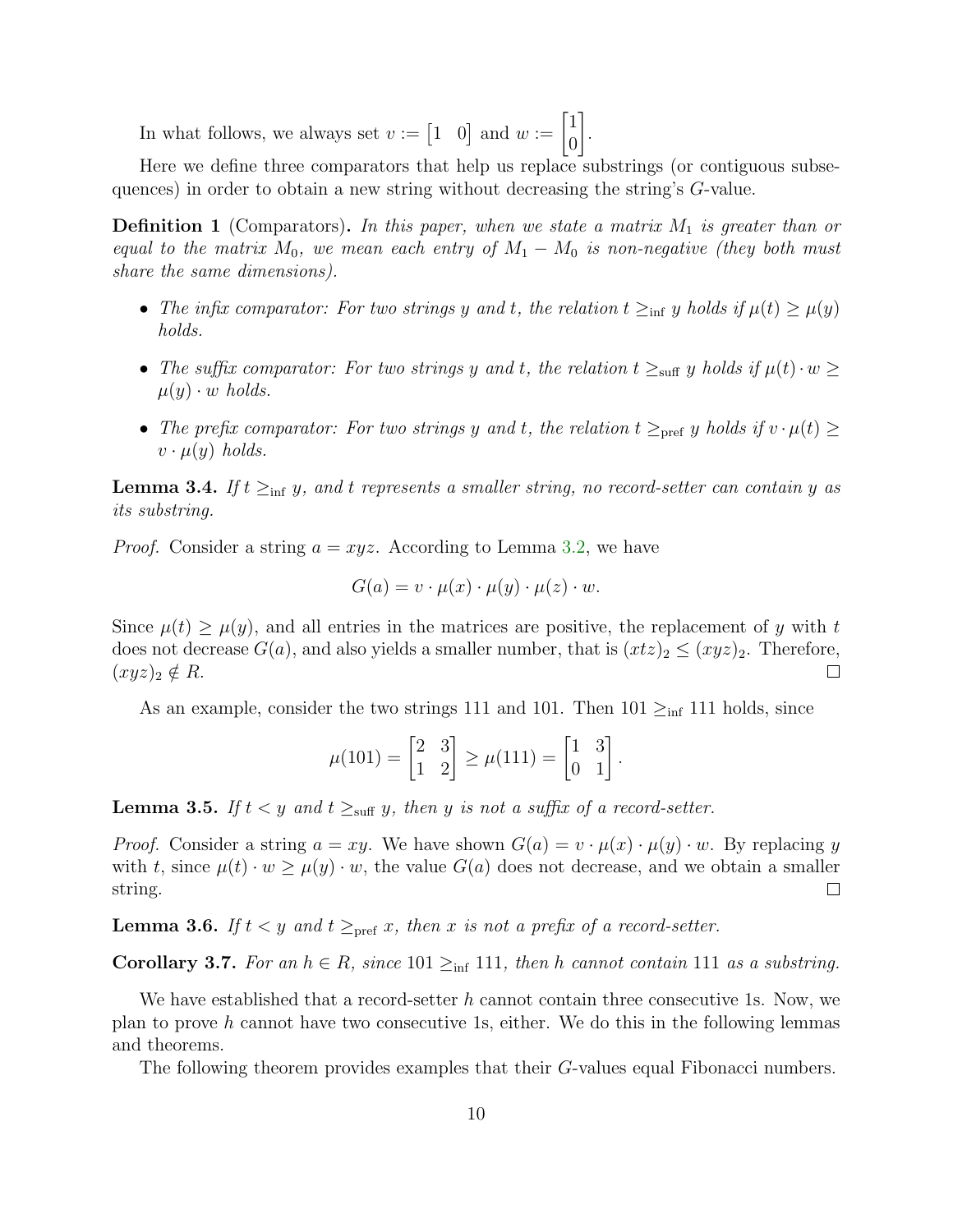In what follows, we always set $v := \begin{bmatrix} 1 & 0 \end{bmatrix}$ and $w := \begin{bmatrix} 1 \\ 0 \end{bmatrix}$.

Here we define three comparators that help us replace substrings (or contiguous subsequences) in order to obtain a new string without decreasing the string's $G$-value.

**Definition 1** (Comparators)**.** *In this paper, when we state a matrix $M_1$ is greater than or equal to the matrix $M_0$, we mean each entry of $M_1 - M_0$ is non-negative (they both must share the same dimensions).*

- *The infix comparator: For two strings $y$ and $t$, the relation $t \geq_{\text{inf}} y$ holds if $\mu(t) \geq \mu(y)$ holds.*
- *The suffix comparator: For two strings $y$ and $t$, the relation $t \geq_{\text{suff}} y$ holds if $\mu(t) \cdot w \geq \mu(y) \cdot w$ holds.*
- *The prefix comparator: For two strings $y$ and $t$, the relation $t \geq_{\text{pref}} y$ holds if $v \cdot \mu(t) \geq v \cdot \mu(y)$ holds.*

**Lemma 3.4.** *If $t \geq_{\text{inf}} y$, and $t$ represents a smaller string, no record-setter can contain $y$ as its substring.*

*Proof.* Consider a string $a = xyz$. According to Lemma 3.2, we have

$$G(a) = v \cdot \mu(x) \cdot \mu(y) \cdot \mu(z) \cdot w.$$

Since $\mu(t) \geq \mu(y)$, and all entries in the matrices are positive, the replacement of $y$ with $t$ does not decrease $G(a)$, and also yields a smaller number, that is $(xtz)_2 \leq (xyz)_2$. Therefore, $(xyz)_2 \notin R$. □

As an example, consider the two strings 111 and 101. Then $101 \geq_{\text{inf}} 111$ holds, since

$$\mu(101) = \begin{bmatrix} 2 & 3 \\ 1 & 2 \end{bmatrix} \geq \mu(111) = \begin{bmatrix} 1 & 3 \\ 0 & 1 \end{bmatrix}.$$

**Lemma 3.5.** *If $t < y$ and $t \geq_{\text{suff}} y$, then $y$ is not a suffix of a record-setter.*

*Proof.* Consider a string $a = xy$. We have shown $G(a) = v \cdot \mu(x) \cdot \mu(y) \cdot w$. By replacing $y$ with $t$, since $\mu(t) \cdot w \geq \mu(y) \cdot w$, the value $G(a)$ does not decrease, and we obtain a smaller string. □

**Lemma 3.6.** *If $t < y$ and $t \geq_{\text{pref}} x$, then $x$ is not a prefix of a record-setter.*

**Corollary 3.7.** *For an $h \in R$, since $101 \geq_{\text{inf}} 111$, then $h$ cannot contain 111 as a substring.*

We have established that a record-setter $h$ cannot contain three consecutive 1s. Now, we plan to prove $h$ cannot have two consecutive 1s, either. We do this in the following lemmas and theorems.

The following theorem provides examples that their $G$-values equal Fibonacci numbers.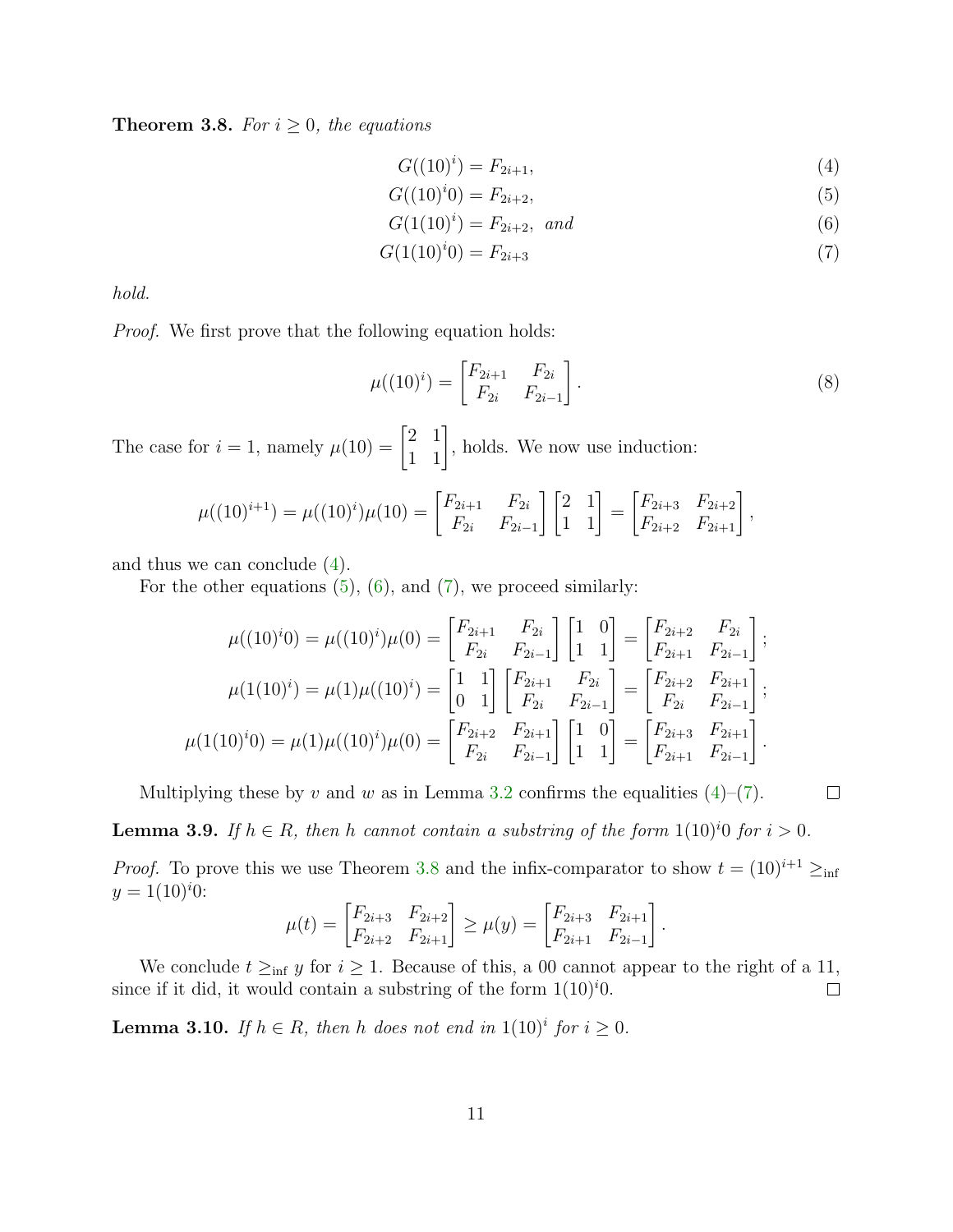**Theorem 3.8.** *For $i \geq 0$, the equations*

$$G((10)^i) = F_{2i+1}, \tag{4}$$
$$G((10)^i 0) = F_{2i+2}, \tag{5}$$
$$G(1(10)^i) = F_{2i+2}, \text{ and} \tag{6}$$
$$G(1(10)^i 0) = F_{2i+3} \tag{7}$$

*hold.*

*Proof.* We first prove that the following equation holds:

$$\mu((10)^i) = \begin{bmatrix} F_{2i+1} & F_{2i} \\ F_{2i} & F_{2i-1} \end{bmatrix}. \tag{8}$$

The case for $i = 1$, namely $\mu(10) = \begin{bmatrix} 2 & 1 \\ 1 & 1 \end{bmatrix}$, holds. We now use induction:

$$\mu((10)^{i+1}) = \mu((10)^i)\mu(10) = \begin{bmatrix} F_{2i+1} & F_{2i} \\ F_{2i} & F_{2i-1} \end{bmatrix} \begin{bmatrix} 2 & 1 \\ 1 & 1 \end{bmatrix} = \begin{bmatrix} F_{2i+3} & F_{2i+2} \\ F_{2i+2} & F_{2i+1} \end{bmatrix},$$

and thus we can conclude (4).

For the other equations (5), (6), and (7), we proceed similarly:

$$\mu((10)^i 0) = \mu((10)^i)\mu(0) = \begin{bmatrix} F_{2i+1} & F_{2i} \\ F_{2i} & F_{2i-1} \end{bmatrix} \begin{bmatrix} 1 & 0 \\ 1 & 1 \end{bmatrix} = \begin{bmatrix} F_{2i+2} & F_{2i} \\ F_{2i+1} & F_{2i-1} \end{bmatrix};$$

$$\mu(1(10)^i) = \mu(1)\mu((10)^i) = \begin{bmatrix} 1 & 1 \\ 0 & 1 \end{bmatrix} \begin{bmatrix} F_{2i+1} & F_{2i} \\ F_{2i} & F_{2i-1} \end{bmatrix} = \begin{bmatrix} F_{2i+2} & F_{2i+1} \\ F_{2i} & F_{2i-1} \end{bmatrix};$$

$$\mu(1(10)^i 0) = \mu(1)\mu((10)^i)\mu(0) = \begin{bmatrix} F_{2i+2} & F_{2i+1} \\ F_{2i} & F_{2i-1} \end{bmatrix} \begin{bmatrix} 1 & 0 \\ 1 & 1 \end{bmatrix} = \begin{bmatrix} F_{2i+3} & F_{2i+1} \\ F_{2i+1} & F_{2i-1} \end{bmatrix}.$$

Multiplying these by $v$ and $w$ as in Lemma 3.2 confirms the equalities (4)–(7). ∎

**Lemma 3.9.** *If $h \in R$, then $h$ cannot contain a substring of the form $1(10)^i 0$ for $i > 0$.*

*Proof.* To prove this we use Theorem 3.8 and the infix-comparator to show $t = (10)^{i+1} \geq_{\text{inf}} y = 1(10)^i 0$:

$$\mu(t) = \begin{bmatrix} F_{2i+3} & F_{2i+2} \\ F_{2i+2} & F_{2i+1} \end{bmatrix} \geq \mu(y) = \begin{bmatrix} F_{2i+3} & F_{2i+1} \\ F_{2i+1} & F_{2i-1} \end{bmatrix}.$$

We conclude $t \geq_{\text{inf}} y$ for $i \geq 1$. Because of this, a 00 cannot appear to the right of a 11, since if it did, it would contain a substring of the form $1(10)^i 0$. ∎

**Lemma 3.10.** *If $h \in R$, then $h$ does not end in $1(10)^i$ for $i \geq 0$.*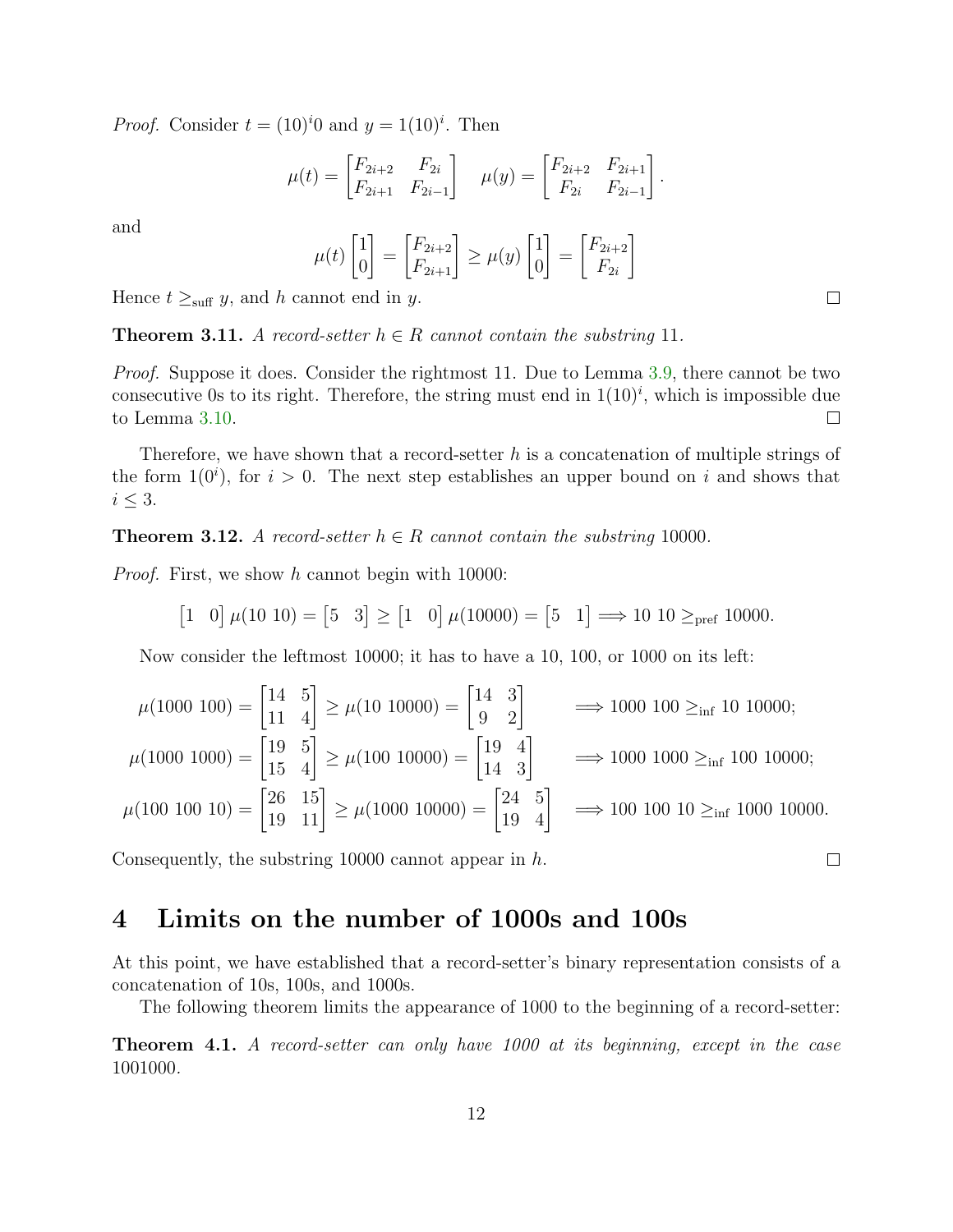*Proof.* Consider $t = (10)^i 0$ and $y = 1(10)^i$. Then

$$\mu(t) = \begin{bmatrix} F_{2i+2} & F_{2i} \\ F_{2i+1} & F_{2i-1} \end{bmatrix} \quad \mu(y) = \begin{bmatrix} F_{2i+2} & F_{2i+1} \\ F_{2i} & F_{2i-1} \end{bmatrix}.$$

and

$$\mu(t) \begin{bmatrix} 1 \\ 0 \end{bmatrix} = \begin{bmatrix} F_{2i+2} \\ F_{2i+1} \end{bmatrix} \geq \mu(y) \begin{bmatrix} 1 \\ 0 \end{bmatrix} = \begin{bmatrix} F_{2i+2} \\ F_{2i} \end{bmatrix}$$

Hence $t \geq_{\text{suff}} y$, and $h$ cannot end in $y$. ∎

**Theorem 3.11.** *A record-setter $h \in R$ cannot contain the substring* 11*.*

*Proof.* Suppose it does. Consider the rightmost 11. Due to Lemma 3.9, there cannot be two consecutive 0s to its right. Therefore, the string must end in $1(10)^i$, which is impossible due to Lemma 3.10. ∎

Therefore, we have shown that a record-setter $h$ is a concatenation of multiple strings of the form $1(0^i)$, for $i > 0$. The next step establishes an upper bound on $i$ and shows that $i \leq 3$.

**Theorem 3.12.** *A record-setter $h \in R$ cannot contain the substring* 10000*.*

*Proof.* First, we show $h$ cannot begin with 10000:

$$\begin{bmatrix} 1 & 0 \end{bmatrix} \mu(10\ 10) = \begin{bmatrix} 5 & 3 \end{bmatrix} \geq \begin{bmatrix} 1 & 0 \end{bmatrix} \mu(10000) = \begin{bmatrix} 5 & 1 \end{bmatrix} \Longrightarrow 10\ 10 \geq_{\text{pref}} 10000.$$

Now consider the leftmost 10000; it has to have a 10, 100, or 1000 on its left:

$$\mu(1000\ 100) = \begin{bmatrix} 14 & 5 \\ 11 & 4 \end{bmatrix} \geq \mu(10\ 10000) = \begin{bmatrix} 14 & 3 \\ 9 & 2 \end{bmatrix} \qquad \Longrightarrow 1000\ 100 \geq_{\text{inf}} 10\ 10000;$$

$$\mu(1000\ 1000) = \begin{bmatrix} 19 & 5 \\ 15 & 4 \end{bmatrix} \geq \mu(100\ 10000) = \begin{bmatrix} 19 & 4 \\ 14 & 3 \end{bmatrix} \qquad \Longrightarrow 1000\ 1000 \geq_{\text{inf}} 100\ 10000;$$

$$\mu(100\ 100\ 10) = \begin{bmatrix} 26 & 15 \\ 19 & 11 \end{bmatrix} \geq \mu(1000\ 10000) = \begin{bmatrix} 24 & 5 \\ 19 & 4 \end{bmatrix} \quad \Longrightarrow 100\ 100\ 10 \geq_{\text{inf}} 1000\ 10000.$$

Consequently, the substring 10000 cannot appear in $h$. ∎

# 4 Limits on the number of 1000s and 100s

At this point, we have established that a record-setter's binary representation consists of a concatenation of 10s, 100s, and 1000s.

The following theorem limits the appearance of 1000 to the beginning of a record-setter:

**Theorem 4.1.** *A record-setter can only have 1000 at its beginning, except in the case* 1001000*.*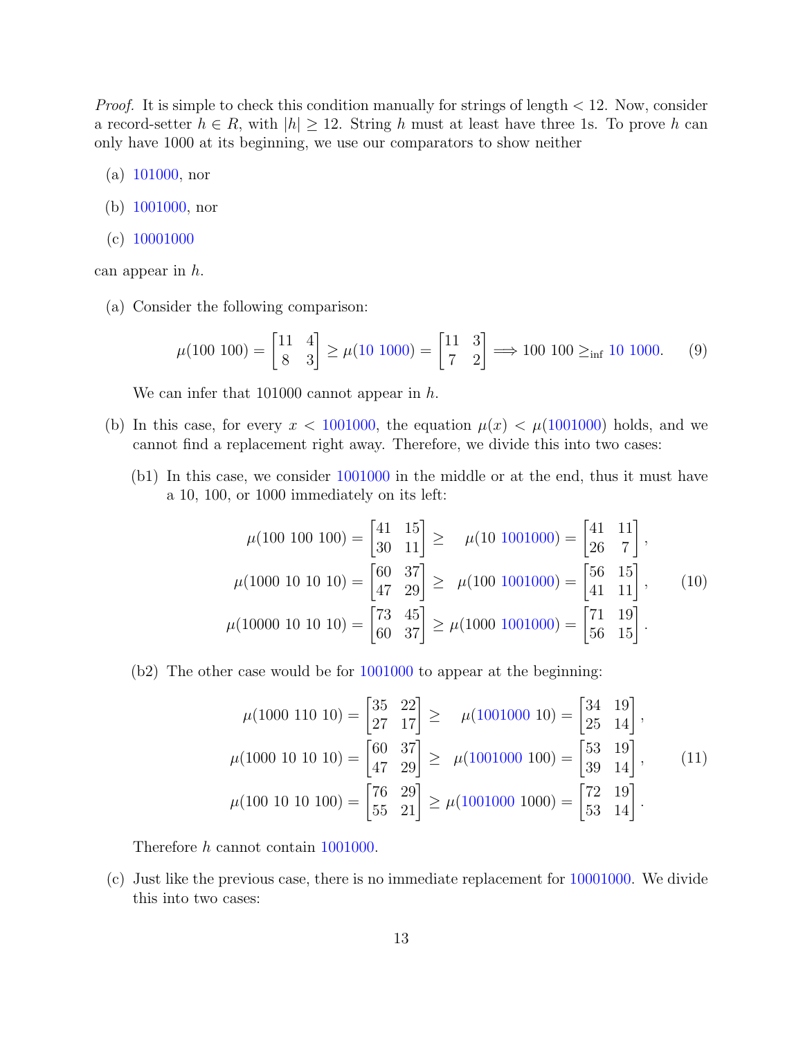*Proof.* It is simple to check this condition manually for strings of length $< 12$. Now, consider a record-setter $h \in R$, with $|h| \geq 12$. String $h$ must at least have three 1s. To prove $h$ can only have 1000 at its beginning, we use our comparators to show neither

(a) 101000, nor

(b) 1001000, nor

(c) 10001000

can appear in $h$.

(a) Consider the following comparison:

$$\mu(100\ 100) = \begin{bmatrix} 11 & 4 \\ 8 & 3 \end{bmatrix} \geq \mu(10\ 1000) = \begin{bmatrix} 11 & 3 \\ 7 & 2 \end{bmatrix} \Longrightarrow 100\ 100 \geq_{\text{inf}} 10\ 1000. \tag{9}$$

We can infer that 101000 cannot appear in $h$.

(b) In this case, for every $x <$ 1001000, the equation $\mu(x) < \mu(1001000)$ holds, and we cannot find a replacement right away. Therefore, we divide this into two cases:

(b1) In this case, we consider 1001000 in the middle or at the end, thus it must have a 10, 100, or 1000 immediately on its left:

$$\begin{aligned} \mu(100\ 100\ 100) = \begin{bmatrix} 41 & 15 \\ 30 & 11 \end{bmatrix} &\geq \quad \mu(10\ 1001000) = \begin{bmatrix} 41 & 11 \\ 26 & 7 \end{bmatrix}, \\ \mu(1000\ 10\ 10\ 10) = \begin{bmatrix} 60 & 37 \\ 47 & 29 \end{bmatrix} &\geq \ \ \mu(100\ 1001000) = \begin{bmatrix} 56 & 15 \\ 41 & 11 \end{bmatrix}, \\ \mu(10000\ 10\ 10\ 10) = \begin{bmatrix} 73 & 45 \\ 60 & 37 \end{bmatrix} &\geq \mu(1000\ 1001000) = \begin{bmatrix} 71 & 19 \\ 56 & 15 \end{bmatrix}. \end{aligned} \tag{10}$$

(b2) The other case would be for 1001000 to appear at the beginning:

$$\begin{aligned} \mu(1000\ 110\ 10) = \begin{bmatrix} 35 & 22 \\ 27 & 17 \end{bmatrix} &\geq \quad \mu(1001000\ 10) = \begin{bmatrix} 34 & 19 \\ 25 & 14 \end{bmatrix}, \\ \mu(1000\ 10\ 10\ 10) = \begin{bmatrix} 60 & 37 \\ 47 & 29 \end{bmatrix} &\geq \ \ \mu(1001000\ 100) = \begin{bmatrix} 53 & 19 \\ 39 & 14 \end{bmatrix}, \\ \mu(100\ 10\ 10\ 100) = \begin{bmatrix} 76 & 29 \\ 55 & 21 \end{bmatrix} &\geq \mu(1001000\ 1000) = \begin{bmatrix} 72 & 19 \\ 53 & 14 \end{bmatrix}. \end{aligned} \tag{11}$$

Therefore $h$ cannot contain 1001000.

(c) Just like the previous case, there is no immediate replacement for 10001000. We divide this into two cases: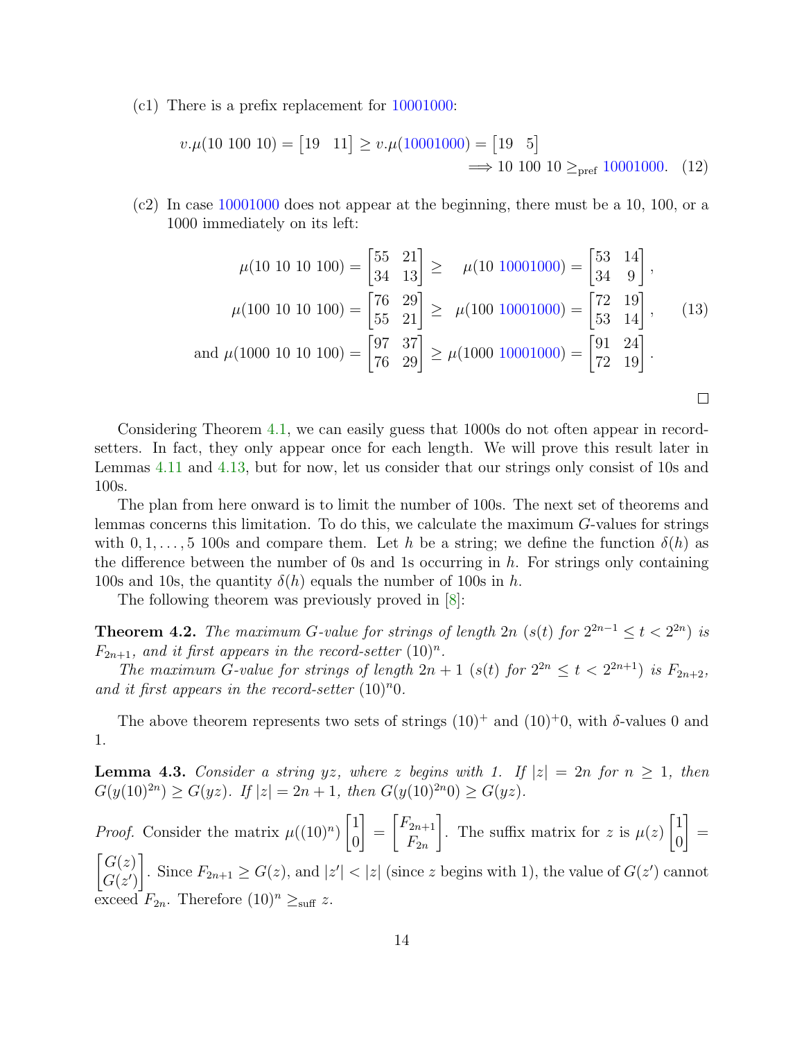(c1) There is a prefix replacement for 10001000:

$$v.\mu(10\ 100\ 10) = \begin{bmatrix} 19 & 11 \end{bmatrix} \geq v.\mu(10001000) = \begin{bmatrix} 19 & 5 \end{bmatrix}$$
$$\implies 10\ 100\ 10 \geq_{\text{pref}} 10001000. \quad (12)$$

(c2) In case 10001000 does not appear at the beginning, there must be a 10, 100, or a 1000 immediately on its left:

$$\mu(10\ 10\ 10\ 100) = \begin{bmatrix} 55 & 21 \\ 34 & 13 \end{bmatrix} \geq \quad \mu(10\ 10001000) = \begin{bmatrix} 53 & 14 \\ 34 & 9 \end{bmatrix},$$
$$\mu(100\ 10\ 10\ 100) = \begin{bmatrix} 76 & 29 \\ 55 & 21 \end{bmatrix} \geq \mu(100\ 10001000) = \begin{bmatrix} 72 & 19 \\ 53 & 14 \end{bmatrix}, \quad (13)$$
$$\text{and } \mu(1000\ 10\ 10\ 100) = \begin{bmatrix} 97 & 37 \\ 76 & 29 \end{bmatrix} \geq \mu(1000\ 10001000) = \begin{bmatrix} 91 & 24 \\ 72 & 19 \end{bmatrix}.$$

□

Considering Theorem 4.1, we can easily guess that 1000s do not often appear in record-setters. In fact, they only appear once for each length. We will prove this result later in Lemmas 4.11 and 4.13, but for now, let us consider that our strings only consist of 10s and 100s.

The plan from here onward is to limit the number of 100s. The next set of theorems and lemmas concerns this limitation. To do this, we calculate the maximum $G$-values for strings with $0, 1, \ldots, 5$ 100s and compare them. Let $h$ be a string; we define the function $\delta(h)$ as the difference between the number of 0s and 1s occurring in $h$. For strings only containing 100s and 10s, the quantity $\delta(h)$ equals the number of 100s in $h$.

The following theorem was previously proved in [8]:

**Theorem 4.2.** *The maximum $G$-value for strings of length $2n$ ($s(t)$ for $2^{2n-1} \leq t < 2^{2n}$) is $F_{2n+1}$, and it first appears in the record-setter $(10)^n$.*

*The maximum $G$-value for strings of length $2n+1$ ($s(t)$ for $2^{2n} \leq t < 2^{2n+1}$) is $F_{2n+2}$, and it first appears in the record-setter $(10)^n 0$.*

The above theorem represents two sets of strings $(10)^+$ and $(10)^+0$, with $\delta$-values 0 and 1.

**Lemma 4.3.** *Consider a string $yz$, where $z$ begins with 1. If $|z| = 2n$ for $n \geq 1$, then $G(y(10)^{2n}) \geq G(yz)$. If $|z| = 2n+1$, then $G(y(10)^{2n}0) \geq G(yz)$.*

*Proof.* Consider the matrix $\mu((10)^n) \begin{bmatrix} 1 \\ 0 \end{bmatrix} = \begin{bmatrix} F_{2n+1} \\ F_{2n} \end{bmatrix}$. The suffix matrix for $z$ is $\mu(z) \begin{bmatrix} 1 \\ 0 \end{bmatrix} = \begin{bmatrix} G(z) \\ G(z') \end{bmatrix}$. Since $F_{2n+1} \geq G(z)$, and $|z'| < |z|$ (since $z$ begins with 1), the value of $G(z')$ cannot exceed $F_{2n}$. Therefore $(10)^n \geq_{\text{suff}} z$.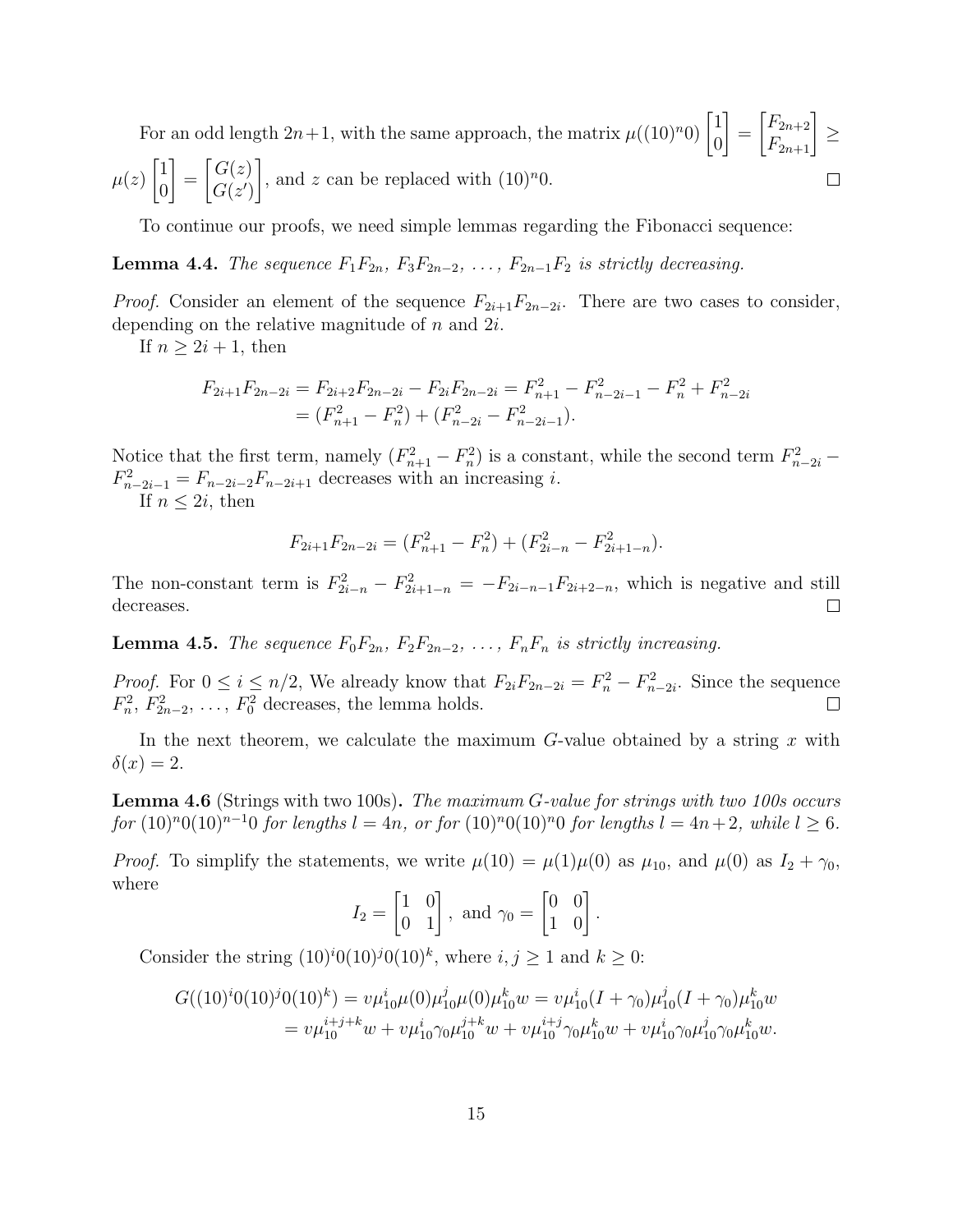For an odd length $2n+1$, with the same approach, the matrix $\mu((10)^n0)\begin{bmatrix}1\\0\end{bmatrix} = \begin{bmatrix}F_{2n+2}\\F_{2n+1}\end{bmatrix} \geq \mu(z)\begin{bmatrix}1\\0\end{bmatrix} = \begin{bmatrix}G(z)\\G(z')\end{bmatrix}$, and $z$ can be replaced with $(10)^n0$. □

To continue our proofs, we need simple lemmas regarding the Fibonacci sequence:

**Lemma 4.4.** *The sequence $F_1F_{2n}$, $F_3F_{2n-2}$, $\ldots$, $F_{2n-1}F_2$ is strictly decreasing.*

*Proof.* Consider an element of the sequence $F_{2i+1}F_{2n-2i}$. There are two cases to consider, depending on the relative magnitude of $n$ and $2i$.

If $n \geq 2i+1$, then

$$\begin{aligned}F_{2i+1}F_{2n-2i} &= F_{2i+2}F_{2n-2i} - F_{2i}F_{2n-2i} = F_{n+1}^2 - F_{n-2i-1}^2 - F_n^2 + F_{n-2i}^2 \\ &= (F_{n+1}^2 - F_n^2) + (F_{n-2i}^2 - F_{n-2i-1}^2).\end{aligned}$$

Notice that the first term, namely $(F_{n+1}^2 - F_n^2)$ is a constant, while the second term $F_{n-2i}^2 - F_{n-2i-1}^2 = F_{n-2i-2}F_{n-2i+1}$ decreases with an increasing $i$.

If $n \leq 2i$, then

$$F_{2i+1}F_{2n-2i} = (F_{n+1}^2 - F_n^2) + (F_{2i-n}^2 - F_{2i+1-n}^2).$$

The non-constant term is $F_{2i-n}^2 - F_{2i+1-n}^2 = -F_{2i-n-1}F_{2i+2-n}$, which is negative and still decreases. □

**Lemma 4.5.** *The sequence $F_0F_{2n}$, $F_2F_{2n-2}$, $\ldots$, $F_nF_n$ is strictly increasing.*

*Proof.* For $0 \leq i \leq n/2$, We already know that $F_{2i}F_{2n-2i} = F_n^2 - F_{n-2i}^2$. Since the sequence $F_n^2$, $F_{2n-2}^2$, $\ldots$, $F_0^2$ decreases, the lemma holds. □

In the next theorem, we calculate the maximum $G$-value obtained by a string $x$ with $\delta(x) = 2$.

**Lemma 4.6** (Strings with two 100s)**.** *The maximum $G$-value for strings with two 100s occurs for $(10)^n0(10)^{n-1}0$ for lengths $l = 4n$, or for $(10)^n0(10)^n0$ for lengths $l = 4n+2$, while $l \geq 6$.*

*Proof.* To simplify the statements, we write $\mu(10) = \mu(1)\mu(0)$ as $\mu_{10}$, and $\mu(0)$ as $I_2 + \gamma_0$, where

$$I_2 = \begin{bmatrix}1 & 0\\0 & 1\end{bmatrix}, \text{ and } \gamma_0 = \begin{bmatrix}0 & 0\\1 & 0\end{bmatrix}.$$

Consider the string $(10)^i0(10)^j0(10)^k$, where $i, j \geq 1$ and $k \geq 0$:

$$\begin{aligned}G((10)^i0(10)^j0(10)^k) &= v\mu_{10}^i\mu(0)\mu_{10}^j\mu(0)\mu_{10}^k w = v\mu_{10}^i(I+\gamma_0)\mu_{10}^j(I+\gamma_0)\mu_{10}^k w \\ &= v\mu_{10}^{i+j+k}w + v\mu_{10}^i\gamma_0\mu_{10}^{j+k}w + v\mu_{10}^{i+j}\gamma_0\mu_{10}^k w + v\mu_{10}^i\gamma_0\mu_{10}^j\gamma_0\mu_{10}^k w.\end{aligned}$$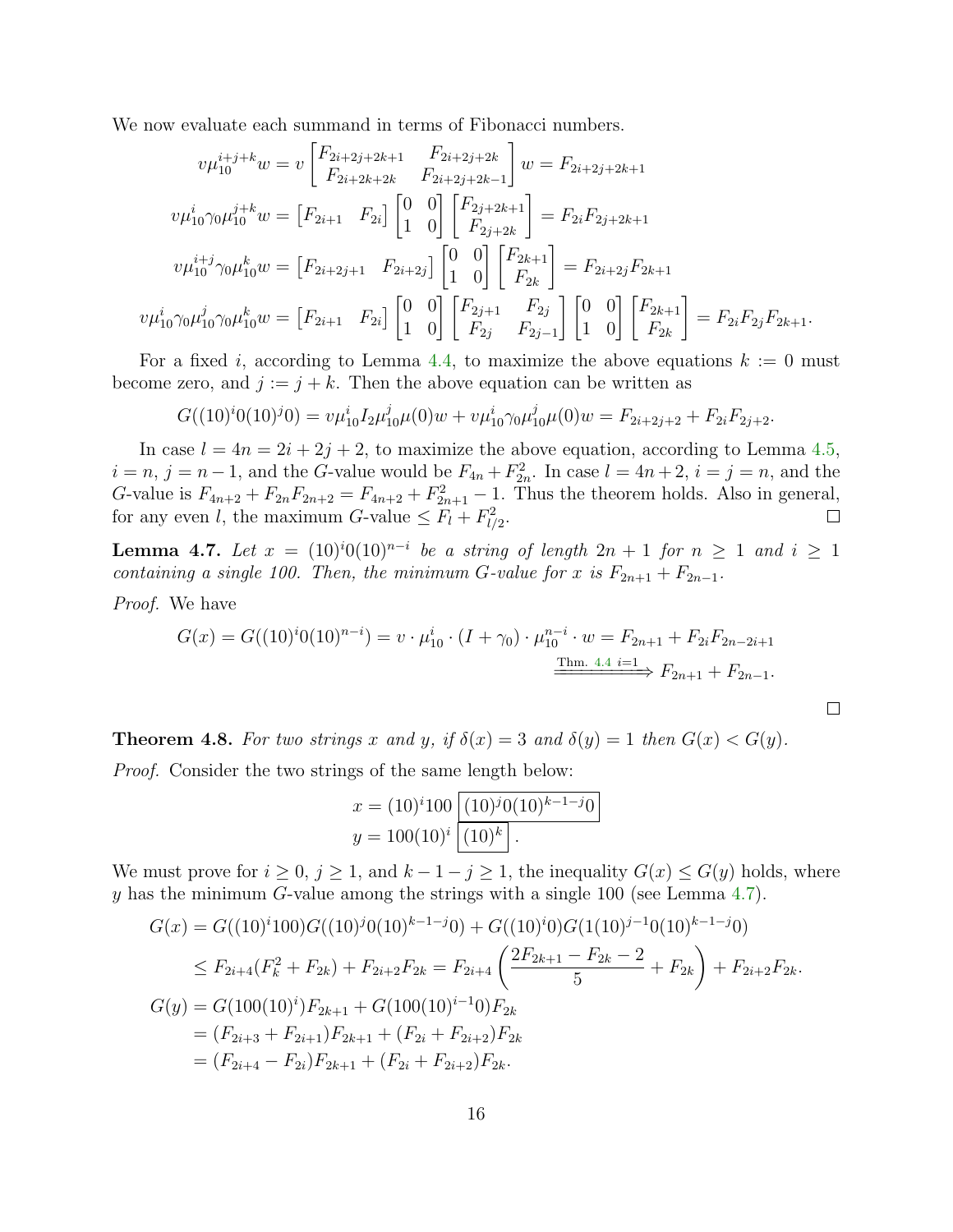We now evaluate each summand in terms of Fibonacci numbers.

$$
\begin{aligned}
v\mu_{10}^{i+j+k}w &= v\begin{bmatrix} F_{2i+2j+2k+1} & F_{2i+2j+2k} \\ F_{2i+2k+2k} & F_{2i+2j+2k-1}\end{bmatrix} w = F_{2i+2j+2k+1} \\
v\mu_{10}^{i}\gamma_0\mu_{10}^{j+k}w &= \begin{bmatrix} F_{2i+1} & F_{2i}\end{bmatrix}\begin{bmatrix} 0 & 0 \\ 1 & 0\end{bmatrix}\begin{bmatrix} F_{2j+2k+1} \\ F_{2j+2k}\end{bmatrix} = F_{2i}F_{2j+2k+1} \\
v\mu_{10}^{i+j}\gamma_0\mu_{10}^{k}w &= \begin{bmatrix} F_{2i+2j+1} & F_{2i+2j}\end{bmatrix}\begin{bmatrix} 0 & 0 \\ 1 & 0\end{bmatrix}\begin{bmatrix} F_{2k+1} \\ F_{2k}\end{bmatrix} = F_{2i+2j}F_{2k+1} \\
v\mu_{10}^{i}\gamma_0\mu_{10}^{j}\gamma_0\mu_{10}^{k}w &= \begin{bmatrix} F_{2i+1} & F_{2i}\end{bmatrix}\begin{bmatrix} 0 & 0 \\ 1 & 0\end{bmatrix}\begin{bmatrix} F_{2j+1} & F_{2j} \\ F_{2j} & F_{2j-1}\end{bmatrix}\begin{bmatrix} 0 & 0 \\ 1 & 0\end{bmatrix}\begin{bmatrix} F_{2k+1} \\ F_{2k}\end{bmatrix} = F_{2i}F_{2j}F_{2k+1}.
\end{aligned}
$$

For a fixed $i$, according to Lemma 4.4, to maximize the above equations $k := 0$ must become zero, and $j := j + k$. Then the above equation can be written as

$$
G((10)^i0(10)^j0) = v\mu_{10}^{i}I_2\mu_{10}^{j}\mu(0)w + v\mu_{10}^{i}\gamma_0\mu_{10}^{j}\mu(0)w = F_{2i+2j+2} + F_{2i}F_{2j+2}.
$$

In case $l = 4n = 2i + 2j + 2$, to maximize the above equation, according to Lemma 4.5, $i = n$, $j = n - 1$, and the $G$-value would be $F_{4n} + F_{2n}^2$. In case $l = 4n + 2$, $i = j = n$, and the $G$-value is $F_{4n+2} + F_{2n}F_{2n+2} = F_{4n+2} + F_{2n+1}^2 - 1$. Thus the theorem holds. Also in general, for any even $l$, the maximum $G$-value $\leq F_l + F_{l/2}^2$. ∎

**Lemma 4.7.** *Let $x = (10)^i0(10)^{n-i}$ be a string of length $2n + 1$ for $n \geq 1$ and $i \geq 1$ containing a single 100. Then, the minimum $G$-value for $x$ is $F_{2n+1} + F_{2n-1}$.*

*Proof.* We have

$$
\begin{aligned}
G(x) = G((10)^i0(10)^{n-i}) = v \cdot \mu_{10}^{i} \cdot (I + \gamma_0) \cdot \mu_{10}^{n-i} \cdot w &= F_{2n+1} + F_{2i}F_{2n-2i+1} \\
&\xrightarrow{\text{Thm. 4.4 } i=1} F_{2n+1} + F_{2n-1}.
\end{aligned}
$$

∎

**Theorem 4.8.** *For two strings $x$ and $y$, if $\delta(x) = 3$ and $\delta(y) = 1$ then $G(x) < G(y)$.*

*Proof.* Consider the two strings of the same length below:

$$
\begin{aligned}
x &= (10)^i100\ \boxed{(10)^j0(10)^{k-1-j}0} \\
y &= 100(10)^i\ \boxed{(10)^k}\ .
\end{aligned}
$$

We must prove for $i \geq 0$, $j \geq 1$, and $k - 1 - j \geq 1$, the inequality $G(x) \leq G(y)$ holds, where $y$ has the minimum $G$-value among the strings with a single 100 (see Lemma 4.7).

$$
\begin{aligned}
G(x) &= G((10)^i100)G((10)^j0(10)^{k-1-j}0) + G((10)^i0)G(1(10)^{j-1}0(10)^{k-1-j}0) \\
&\leq F_{2i+4}(F_k^2 + F_{2k}) + F_{2i+2}F_{2k} = F_{2i+4}\left(\frac{2F_{2k+1} - F_{2k} - 2}{5} + F_{2k}\right) + F_{2i+2}F_{2k}. \\
G(y) &= G(100(10)^i)F_{2k+1} + G(100(10)^{i-1}0)F_{2k} \\
&= (F_{2i+3} + F_{2i+1})F_{2k+1} + (F_{2i} + F_{2i+2})F_{2k} \\
&= (F_{2i+4} - F_{2i})F_{2k+1} + (F_{2i} + F_{2i+2})F_{2k}.
\end{aligned}
$$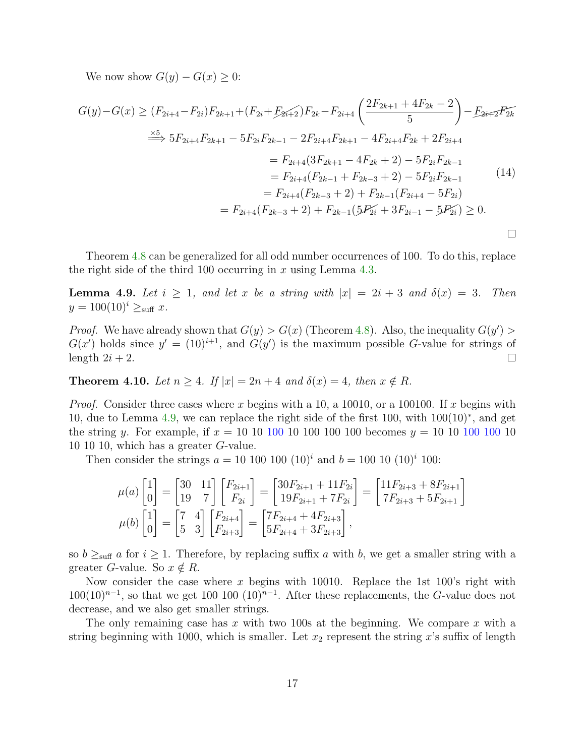We now show $G(y) - G(x) \geq 0$:

$$
\begin{aligned}
G(y) - G(x) &\geq (F_{2i+4} - F_{2i})F_{2k+1} + (F_{2i} + \cancel{F_{2i+2}})F_{2k} - F_{2i+4}\left(\frac{2F_{2k+1} + 4F_{2k} - 2}{5}\right) - \cancel{F_{2i+2}F_{2k}} \\
&\overset{\times 5}{\Longrightarrow} 5F_{2i+4}F_{2k+1} - 5F_{2i}F_{2k-1} - 2F_{2i+4}F_{2k+1} - 4F_{2i+4}F_{2k} + 2F_{2i+4} \\
&= F_{2i+4}(3F_{2k+1} - 4F_{2k} + 2) - 5F_{2i}F_{2k-1} \\
&= F_{2i+4}(F_{2k-1} + F_{2k-3} + 2) - 5F_{2i}F_{2k-1} \\
&= F_{2i+4}(F_{2k-3} + 2) + F_{2k-1}(F_{2i+4} - 5F_{2i}) \\
&= F_{2i+4}(F_{2k-3} + 2) + F_{2k-1}(\cancel{5F_{2i}} + 3F_{2i-1} - \cancel{5F_{2i}}) \geq 0.
\end{aligned} \tag{14}
$$

$\square$

Theorem 4.8 can be generalized for all odd number occurrences of 100. To do this, replace the right side of the third 100 occurring in $x$ using Lemma 4.3.

**Lemma 4.9.** *Let $i \geq 1$, and let $x$ be a string with $|x| = 2i + 3$ and $\delta(x) = 3$. Then $y = 100(10)^i \geq_{\text{suff}} x$.*

*Proof.* We have already shown that $G(y) > G(x)$ (Theorem 4.8). Also, the inequality $G(y') > G(x')$ holds since $y' = (10)^{i+1}$, and $G(y')$ is the maximum possible $G$-value for strings of length $2i + 2$. $\square$

**Theorem 4.10.** *Let $n \geq 4$. If $|x| = 2n + 4$ and $\delta(x) = 4$, then $x \notin R$.*

*Proof.* Consider three cases where $x$ begins with a 10, a 10010, or a 100100. If $x$ begins with 10, due to Lemma 4.9, we can replace the right side of the first 100, with $100(10)^*$, and get the string $y$. For example, if $x =$ 10 10 100 10 100 100 100 becomes $y =$ 10 10 100 100 10 10 10 10, which has a greater $G$-value.

Then consider the strings $a = 10\ 100\ 100\ (10)^i$ and $b = 100\ 10\ (10)^i\ 100$:

$$
\mu(a)\begin{bmatrix}1\\0\end{bmatrix} = \begin{bmatrix}30 & 11\\19 & 7\end{bmatrix}\begin{bmatrix}F_{2i+1}\\F_{2i}\end{bmatrix} = \begin{bmatrix}30F_{2i+1} + 11F_{2i}\\19F_{2i+1} + 7F_{2i}\end{bmatrix} = \begin{bmatrix}11F_{2i+3} + 8F_{2i+1}\\7F_{2i+3} + 5F_{2i+1}\end{bmatrix}
$$

$$
\mu(b)\begin{bmatrix}1\\0\end{bmatrix} = \begin{bmatrix}7 & 4\\5 & 3\end{bmatrix}\begin{bmatrix}F_{2i+4}\\F_{2i+3}\end{bmatrix} = \begin{bmatrix}7F_{2i+4} + 4F_{2i+3}\\5F_{2i+4} + 3F_{2i+3}\end{bmatrix},
$$

so $b \geq_{\text{suff}} a$ for $i \geq 1$. Therefore, by replacing suffix $a$ with $b$, we get a smaller string with a greater $G$-value. So $x \notin R$.

Now consider the case where $x$ begins with 10010. Replace the 1st 100's right with $100(10)^{n-1}$, so that we get 100 100 $(10)^{n-1}$. After these replacements, the $G$-value does not decrease, and we also get smaller strings.

The only remaining case has $x$ with two 100s at the beginning. We compare $x$ with a string beginning with 1000, which is smaller. Let $x_2$ represent the string $x$'s suffix of length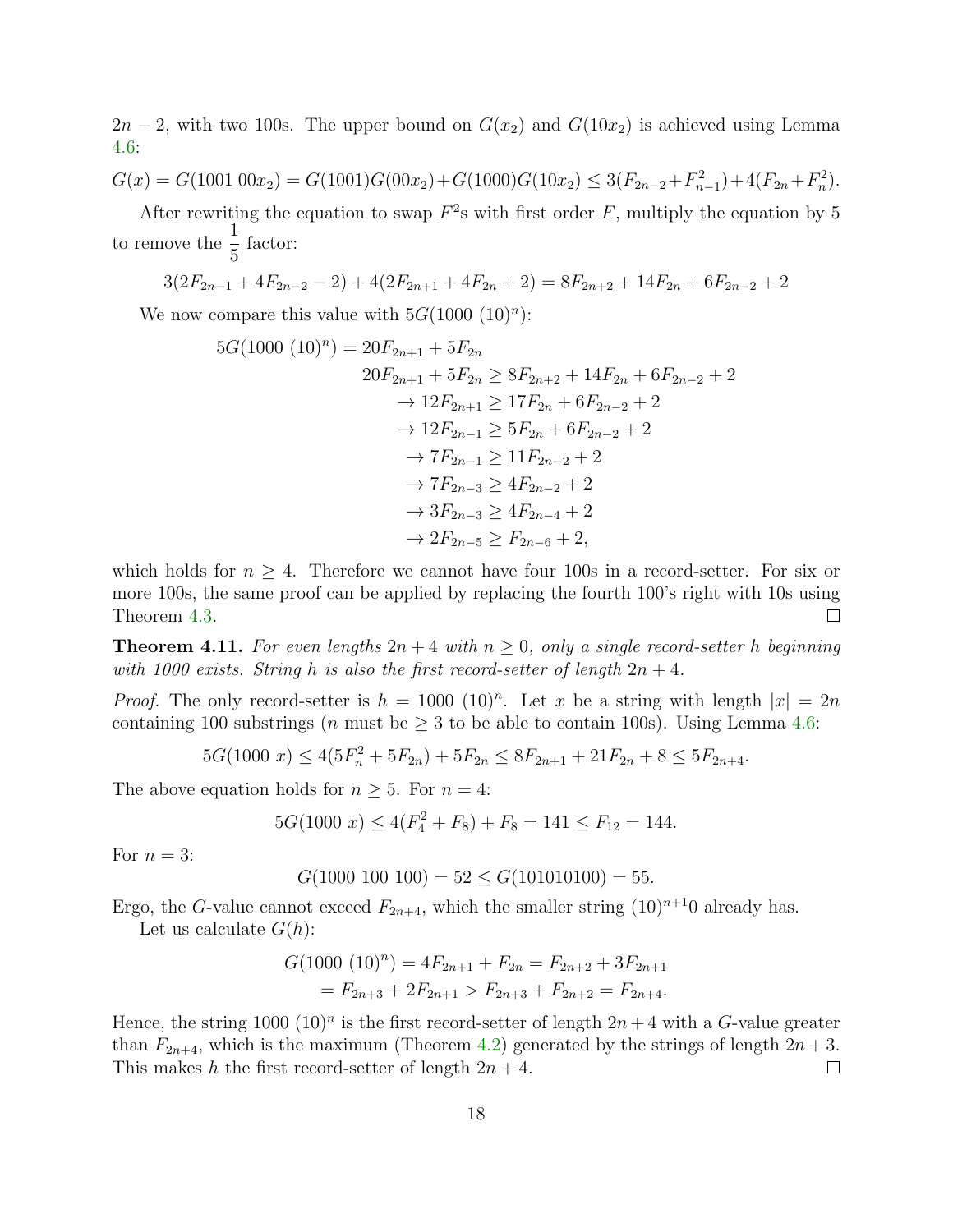$2n-2$, with two 100s. The upper bound on $G(x_2)$ and $G(10x_2)$ is achieved using Lemma 4.6:

$$G(x) = G(1001\ 00x_2) = G(1001)G(00x_2) + G(1000)G(10x_2) \leq 3(F_{2n-2} + F_{n-1}^2) + 4(F_{2n} + F_n^2).$$

After rewriting the equation to swap $F^2$s with first order $F$, multiply the equation by 5 to remove the $\frac{1}{5}$ factor:

$$3(2F_{2n-1} + 4F_{2n-2} - 2) + 4(2F_{2n+1} + 4F_{2n} + 2) = 8F_{2n+2} + 14F_{2n} + 6F_{2n-2} + 2$$

We now compare this value with $5G(1000\ (10)^n)$:

$$\begin{aligned}
5G(1000\ (10)^n) &= 20F_{2n+1} + 5F_{2n} \\
& 20F_{2n+1} + 5F_{2n} \geq 8F_{2n+2} + 14F_{2n} + 6F_{2n-2} + 2 \\
& \rightarrow 12F_{2n+1} \geq 17F_{2n} + 6F_{2n-2} + 2 \\
& \rightarrow 12F_{2n-1} \geq 5F_{2n} + 6F_{2n-2} + 2 \\
& \rightarrow 7F_{2n-1} \geq 11F_{2n-2} + 2 \\
& \rightarrow 7F_{2n-3} \geq 4F_{2n-2} + 2 \\
& \rightarrow 3F_{2n-3} \geq 4F_{2n-4} + 2 \\
& \rightarrow 2F_{2n-5} \geq F_{2n-6} + 2,
\end{aligned}$$

which holds for $n \geq 4$. Therefore we cannot have four 100s in a record-setter. For six or more 100s, the same proof can be applied by replacing the fourth 100's right with 10s using Theorem 4.3. ☐

**Theorem 4.11.** *For even lengths $2n+4$ with $n \geq 0$, only a single record-setter $h$ beginning with 1000 exists. String $h$ is also the first record-setter of length $2n+4$.*

*Proof.* The only record-setter is $h = 1000\ (10)^n$. Let $x$ be a string with length $|x| = 2n$ containing 100 substrings ($n$ must be $\geq 3$ to be able to contain 100s). Using Lemma 4.6:

$$5G(1000\ x) \leq 4(5F_n^2 + 5F_{2n}) + 5F_{2n} \leq 8F_{2n+1} + 21F_{2n} + 8 \leq 5F_{2n+4}.$$

The above equation holds for $n \geq 5$. For $n = 4$:

$$5G(1000\ x) \leq 4(F_4^2 + F_8) + F_8 = 141 \leq F_{12} = 144.$$

For $n = 3$:

$$G(1000\ 100\ 100) = 52 \leq G(101010100) = 55.$$

Ergo, the $G$-value cannot exceed $F_{2n+4}$, which the smaller string $(10)^{n+1}0$ already has.

Let us calculate $G(h)$:

$$\begin{aligned}
G(1000\ (10)^n) &= 4F_{2n+1} + F_{2n} = F_{2n+2} + 3F_{2n+1} \\
&= F_{2n+3} + 2F_{2n+1} > F_{2n+3} + F_{2n+2} = F_{2n+4}.
\end{aligned}$$

Hence, the string $1000\ (10)^n$ is the first record-setter of length $2n+4$ with a $G$-value greater than $F_{2n+4}$, which is the maximum (Theorem 4.2) generated by the strings of length $2n+3$. This makes $h$ the first record-setter of length $2n+4$. ☐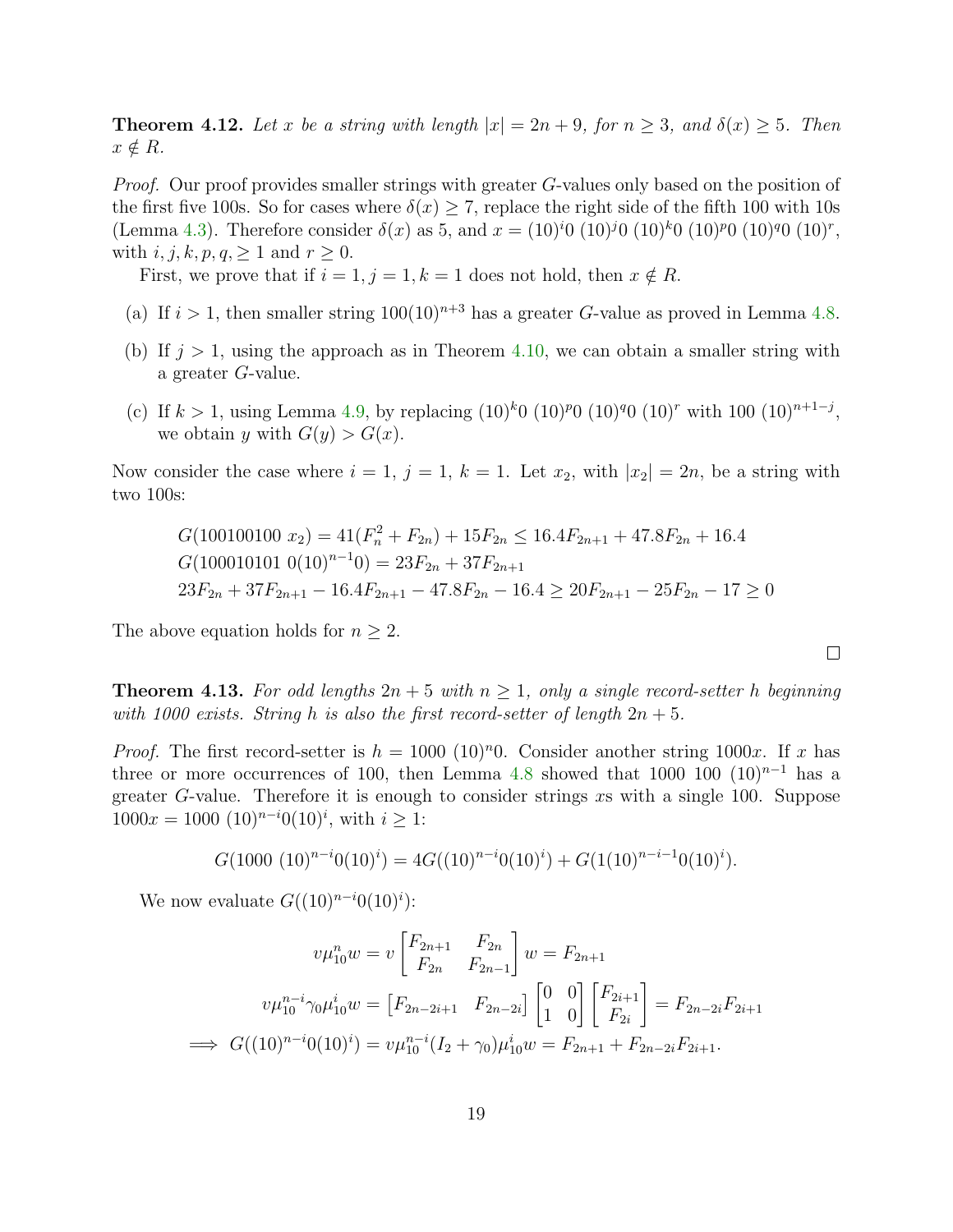**Theorem 4.12.** *Let $x$ be a string with length $|x| = 2n + 9$, for $n \geq 3$, and $\delta(x) \geq 5$. Then $x \notin R$.*

*Proof.* Our proof provides smaller strings with greater $G$-values only based on the position of the first five 100s. So for cases where $\delta(x) \geq 7$, replace the right side of the fifth 100 with 10s (Lemma 4.3). Therefore consider $\delta(x)$ as 5, and $x = (10)^i0\ (10)^j0\ (10)^k0\ (10)^p0\ (10)^q0\ (10)^r$, with $i, j, k, p, q, \geq 1$ and $r \geq 0$.

First, we prove that if $i = 1, j = 1, k = 1$ does not hold, then $x \notin R$.

(a) If $i > 1$, then smaller string $100(10)^{n+3}$ has a greater $G$-value as proved in Lemma 4.8.

(b) If $j > 1$, using the approach as in Theorem 4.10, we can obtain a smaller string with a greater $G$-value.

(c) If $k > 1$, using Lemma 4.9, by replacing $(10)^k0\ (10)^p0\ (10)^q0\ (10)^r$ with $100\ (10)^{n+1-j}$, we obtain $y$ with $G(y) > G(x)$.

Now consider the case where $i = 1,\ j = 1,\ k = 1$. Let $x_2$, with $|x_2| = 2n$, be a string with two 100s:

$$G(100100100\ x_2) = 41(F_n^2 + F_{2n}) + 15F_{2n} \leq 16.4F_{2n+1} + 47.8F_{2n} + 16.4$$
$$G(100010101\ 0(10)^{n-1}0) = 23F_{2n} + 37F_{2n+1}$$
$$23F_{2n} + 37F_{2n+1} - 16.4F_{2n+1} - 47.8F_{2n} - 16.4 \geq 20F_{2n+1} - 25F_{2n} - 17 \geq 0$$

The above equation holds for $n \geq 2$.

∎

**Theorem 4.13.** *For odd lengths $2n + 5$ with $n \geq 1$, only a single record-setter $h$ beginning with 1000 exists. String $h$ is also the first record-setter of length $2n + 5$.*

*Proof.* The first record-setter is $h = 1000\ (10)^n0$. Consider another string $1000x$. If $x$ has three or more occurrences of 100, then Lemma 4.8 showed that $1000\ 100\ (10)^{n-1}$ has a greater $G$-value. Therefore it is enough to consider strings $x$s with a single 100. Suppose $1000x = 1000\ (10)^{n-i}0(10)^i$, with $i \geq 1$:

$$G(1000\ (10)^{n-i}0(10)^i) = 4G((10)^{n-i}0(10)^i) + G(1(10)^{n-i-1}0(10)^i).$$

We now evaluate $G((10)^{n-i}0(10)^i)$:

$$v\mu_{10}^n w = v \begin{bmatrix} F_{2n+1} & F_{2n} \\ F_{2n} & F_{2n-1} \end{bmatrix} w = F_{2n+1}$$
$$v\mu_{10}^{n-i}\gamma_0\mu_{10}^i w = \begin{bmatrix} F_{2n-2i+1} & F_{2n-2i} \end{bmatrix} \begin{bmatrix} 0 & 0 \\ 1 & 0 \end{bmatrix} \begin{bmatrix} F_{2i+1} \\ F_{2i} \end{bmatrix} = F_{2n-2i}F_{2i+1}$$
$$\implies G((10)^{n-i}0(10)^i) = v\mu_{10}^{n-i}(I_2 + \gamma_0)\mu_{10}^i w = F_{2n+1} + F_{2n-2i}F_{2i+1}.$$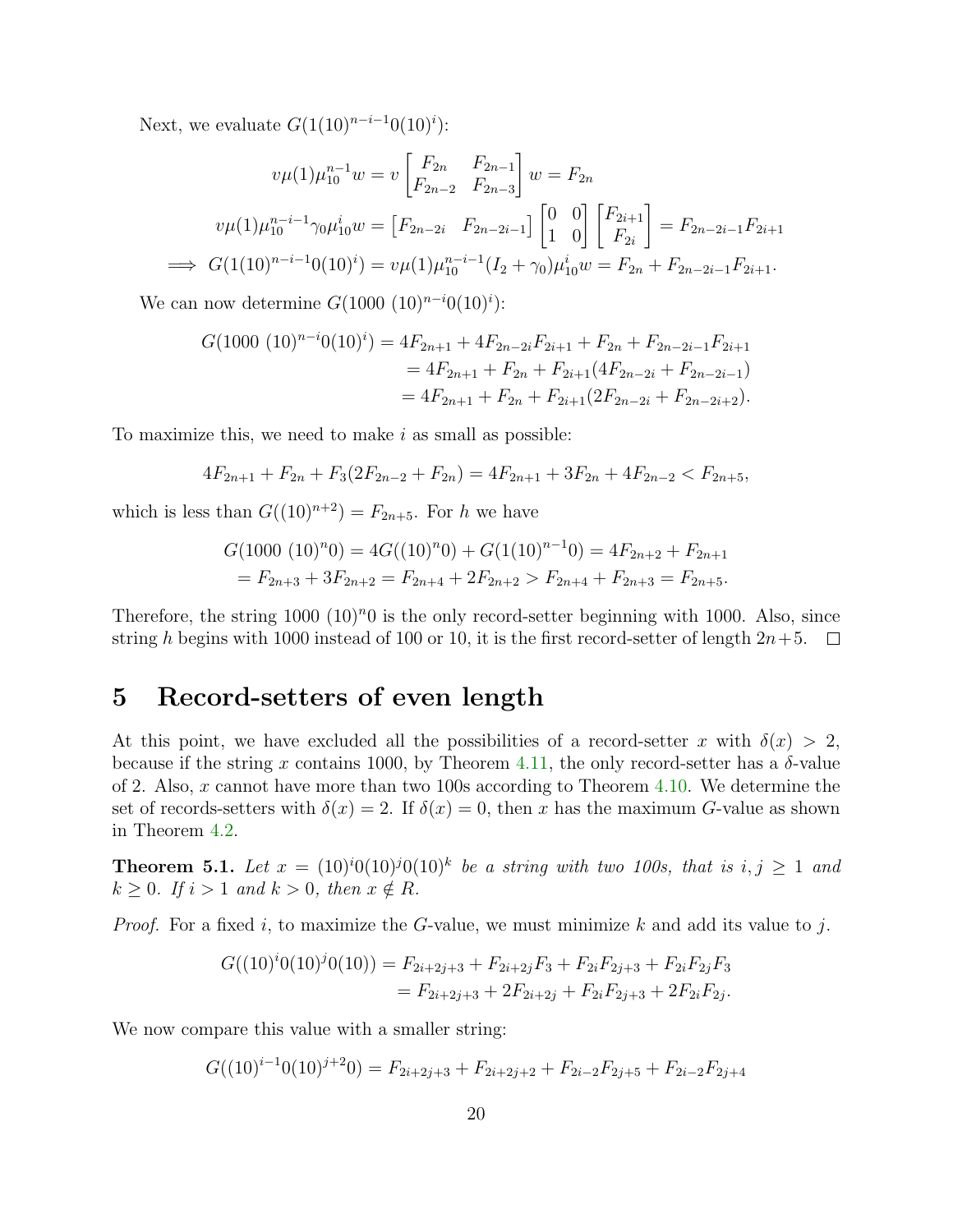Next, we evaluate $G(1(10)^{n-i-1}0(10)^i)$:

$$v\mu(1)\mu_{10}^{n-1}w = v\begin{bmatrix} F_{2n} & F_{2n-1} \\ F_{2n-2} & F_{2n-3} \end{bmatrix} w = F_{2n}$$

$$v\mu(1)\mu_{10}^{n-i-1}\gamma_0\mu_{10}^i w = \begin{bmatrix} F_{2n-2i} & F_{2n-2i-1} \end{bmatrix} \begin{bmatrix} 0 & 0 \\ 1 & 0 \end{bmatrix} \begin{bmatrix} F_{2i+1} \\ F_{2i} \end{bmatrix} = F_{2n-2i-1}F_{2i+1}$$

$$\implies G(1(10)^{n-i-1}0(10)^i) = v\mu(1)\mu_{10}^{n-i-1}(I_2+\gamma_0)\mu_{10}^i w = F_{2n} + F_{2n-2i-1}F_{2i+1}.$$

We can now determine $G(1000\ (10)^{n-i}0(10)^i)$:

$$\begin{aligned} G(1000\ (10)^{n-i}0(10)^i) &= 4F_{2n+1} + 4F_{2n-2i}F_{2i+1} + F_{2n} + F_{2n-2i-1}F_{2i+1} \\ &= 4F_{2n+1} + F_{2n} + F_{2i+1}(4F_{2n-2i} + F_{2n-2i-1}) \\ &= 4F_{2n+1} + F_{2n} + F_{2i+1}(2F_{2n-2i} + F_{2n-2i+2}). \end{aligned}$$

To maximize this, we need to make $i$ as small as possible:

$$4F_{2n+1} + F_{2n} + F_3(2F_{2n-2} + F_{2n}) = 4F_{2n+1} + 3F_{2n} + 4F_{2n-2} < F_{2n+5},$$

which is less than $G((10)^{n+2}) = F_{2n+5}$. For $h$ we have

$$\begin{aligned} G(1000\ (10)^n0) &= 4G((10)^n0) + G(1(10)^{n-1}0) = 4F_{2n+2} + F_{2n+1} \\ &= F_{2n+3} + 3F_{2n+2} = F_{2n+4} + 2F_{2n+2} > F_{2n+4} + F_{2n+3} = F_{2n+5}. \end{aligned}$$

Therefore, the string $1000\ (10)^n0$ is the only record-setter beginning with 1000. Also, since string $h$ begins with 1000 instead of 100 or 10, it is the first record-setter of length $2n+5$. □

## 5 Record-setters of even length

At this point, we have excluded all the possibilities of a record-setter $x$ with $\delta(x) > 2$, because if the string $x$ contains 1000, by Theorem 4.11, the only record-setter has a $\delta$-value of 2. Also, $x$ cannot have more than two 100s according to Theorem 4.10. We determine the set of records-setters with $\delta(x) = 2$. If $\delta(x) = 0$, then $x$ has the maximum $G$-value as shown in Theorem 4.2.

**Theorem 5.1.** *Let $x = (10)^i0(10)^j0(10)^k$ be a string with two 100s, that is $i, j \geq 1$ and $k \geq 0$. If $i > 1$ and $k > 0$, then $x \notin R$.*

*Proof.* For a fixed $i$, to maximize the $G$-value, we must minimize $k$ and add its value to $j$.

$$\begin{aligned} G((10)^i0(10)^j0(10)) &= F_{2i+2j+3} + F_{2i+2j}F_3 + F_{2i}F_{2j+3} + F_{2i}F_{2j}F_3 \\ &= F_{2i+2j+3} + 2F_{2i+2j} + F_{2i}F_{2j+3} + 2F_{2i}F_{2j}. \end{aligned}$$

We now compare this value with a smaller string:

$$G((10)^{i-1}0(10)^{j+2}0) = F_{2i+2j+3} + F_{2i+2j+2} + F_{2i-2}F_{2j+5} + F_{2i-2}F_{2j+4}$$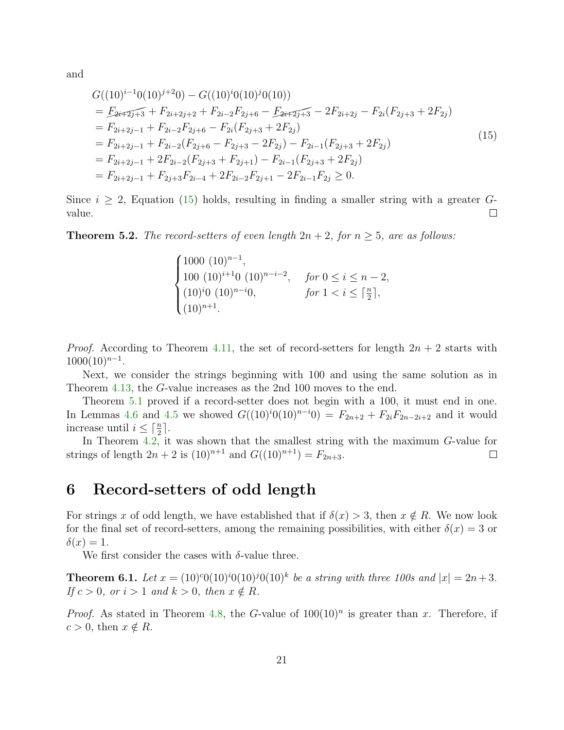and

$$
\begin{aligned}
&G((10)^{i-1}0(10)^{j+2}0) - G((10)^{i}0(10)^{j}0(10)) \\
&= \cancel{F_{2i+2j+3}} + F_{2i+2j+2} + F_{2i-2}F_{2j+6} - \cancel{F_{2i+2j+3}} - 2F_{2i+2j} - F_{2i}(F_{2j+3} + 2F_{2j}) \\
&= F_{2i+2j-1} + F_{2i-2}F_{2j+6} - F_{2i}(F_{2j+3} + 2F_{2j}) \\
&= F_{2i+2j-1} + F_{2i-2}(F_{2j+6} - F_{2j+3} - 2F_{2j}) - F_{2i-1}(F_{2j+3} + 2F_{2j}) \\
&= F_{2i+2j-1} + 2F_{2i-2}(F_{2j+3} + F_{2j+1}) - F_{2i-1}(F_{2j+3} + 2F_{2j}) \\
&= F_{2i+2j-1} + F_{2j+3}F_{2i-4} + 2F_{2i-2}F_{2j+1} - 2F_{2i-1}F_{2j} \geq 0.
\end{aligned}
\tag{15}
$$

Since $i \geq 2$, Equation (15) holds, resulting in finding a smaller string with a greater $G$-value. □

**Theorem 5.2.** *The record-setters of even length $2n+2$, for $n \geq 5$, are as follows:*

$$
\begin{cases}
1000\ (10)^{n-1}, & \\
100\ (10)^{i+1}0\ (10)^{n-i-2}, & \text{for } 0 \leq i \leq n-2, \\
(10)^{i}0\ (10)^{n-i}0, & \text{for } 1 < i \leq \lceil \frac{n}{2} \rceil, \\
(10)^{n+1}. &
\end{cases}
$$

*Proof.* According to Theorem 4.11, the set of record-setters for length $2n+2$ starts with $1000(10)^{n-1}$.

Next, we consider the strings beginning with 100 and using the same solution as in Theorem 4.13, the $G$-value increases as the 2nd 100 moves to the end.

Theorem 5.1 proved if a record-setter does not begin with a 100, it must end in one. In Lemmas 4.6 and 4.5 we showed $G((10)^{i}0(10)^{n-i}0) = F_{2n+2} + F_{2i}F_{2n-2i+2}$ and it would increase until $i \leq \lceil \frac{n}{2} \rceil$.

In Theorem 4.2, it was shown that the smallest string with the maximum $G$-value for strings of length $2n+2$ is $(10)^{n+1}$ and $G((10)^{n+1}) = F_{2n+3}$. □

## 6 Record-setters of odd length

For strings $x$ of odd length, we have established that if $\delta(x) > 3$, then $x \notin R$. We now look for the final set of record-setters, among the remaining possibilities, with either $\delta(x) = 3$ or $\delta(x) = 1$.

We first consider the cases with $\delta$-value three.

**Theorem 6.1.** *Let $x = (10)^{c}0(10)^{i}0(10)^{j}0(10)^{k}$ be a string with three 100s and $|x| = 2n+3$. If $c > 0$, or $i > 1$ and $k > 0$, then $x \notin R$.*

*Proof.* As stated in Theorem 4.8, the $G$-value of $100(10)^{n}$ is greater than $x$. Therefore, if $c > 0$, then $x \notin R$.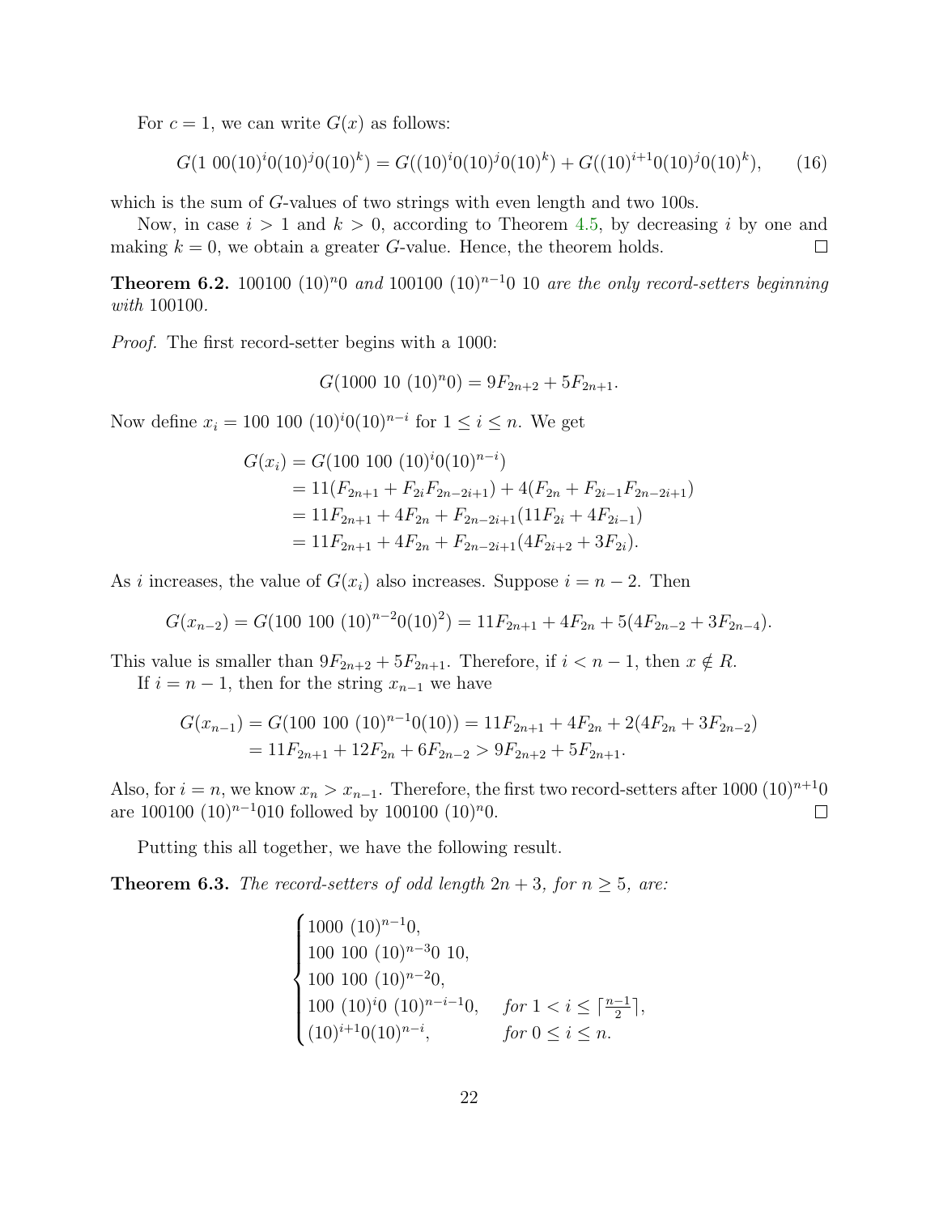For $c = 1$, we can write $G(x)$ as follows:

$$G(1\ 00(10)^i 0(10)^j 0(10)^k) = G((10)^i 0(10)^j 0(10)^k) + G((10)^{i+1} 0(10)^j 0(10)^k), \qquad (16)$$

which is the sum of $G$-values of two strings with even length and two 100s.

Now, in case $i > 1$ and $k > 0$, according to Theorem 4.5, by decreasing $i$ by one and making $k = 0$, we obtain a greater $G$-value. Hence, the theorem holds. $\square$

**Theorem 6.2.** *100100 $(10)^n 0$ and 100100 $(10)^{n-1} 0$ 10 are the only record-setters beginning with* 100100*.*

*Proof.* The first record-setter begins with a 1000:

$$G(1000\ 10\ (10)^n 0) = 9F_{2n+2} + 5F_{2n+1}.$$

Now define $x_i = 100\ 100\ (10)^i 0(10)^{n-i}$ for $1 \le i \le n$. We get

$$\begin{aligned}
G(x_i) &= G(100\ 100\ (10)^i 0(10)^{n-i}) \\
&= 11(F_{2n+1} + F_{2i}F_{2n-2i+1}) + 4(F_{2n} + F_{2i-1}F_{2n-2i+1}) \\
&= 11F_{2n+1} + 4F_{2n} + F_{2n-2i+1}(11F_{2i} + 4F_{2i-1}) \\
&= 11F_{2n+1} + 4F_{2n} + F_{2n-2i+1}(4F_{2i+2} + 3F_{2i}).
\end{aligned}$$

As $i$ increases, the value of $G(x_i)$ also increases. Suppose $i = n - 2$. Then

$$G(x_{n-2}) = G(100\ 100\ (10)^{n-2} 0(10)^2) = 11F_{2n+1} + 4F_{2n} + 5(4F_{2n-2} + 3F_{2n-4}).$$

This value is smaller than $9F_{2n+2} + 5F_{2n+1}$. Therefore, if $i < n - 1$, then $x \notin R$.

If $i = n - 1$, then for the string $x_{n-1}$ we have

$$\begin{aligned}
G(x_{n-1}) = G(100\ 100\ (10)^{n-1} 0(10)) &= 11F_{2n+1} + 4F_{2n} + 2(4F_{2n} + 3F_{2n-2}) \\
&= 11F_{2n+1} + 12F_{2n} + 6F_{2n-2} > 9F_{2n+2} + 5F_{2n+1}.
\end{aligned}$$

Also, for $i = n$, we know $x_n > x_{n-1}$. Therefore, the first two record-setters after 1000 $(10)^{n+1}0$ are 100100 $(10)^{n-1}010$ followed by 100100 $(10)^n 0$. $\square$

Putting this all together, we have the following result.

**Theorem 6.3.** *The record-setters of odd length $2n + 3$, for $n \ge 5$, are:*

$$\begin{cases}
1000\ (10)^{n-1}0, \\
100\ 100\ (10)^{n-3}0\ 10, \\
100\ 100\ (10)^{n-2}0, \\
100\ (10)^i 0\ (10)^{n-i-1}0, & \textit{for } 1 < i \le \lceil \frac{n-1}{2} \rceil, \\
(10)^{i+1}0(10)^{n-i}, & \textit{for } 0 \le i \le n.
\end{cases}$$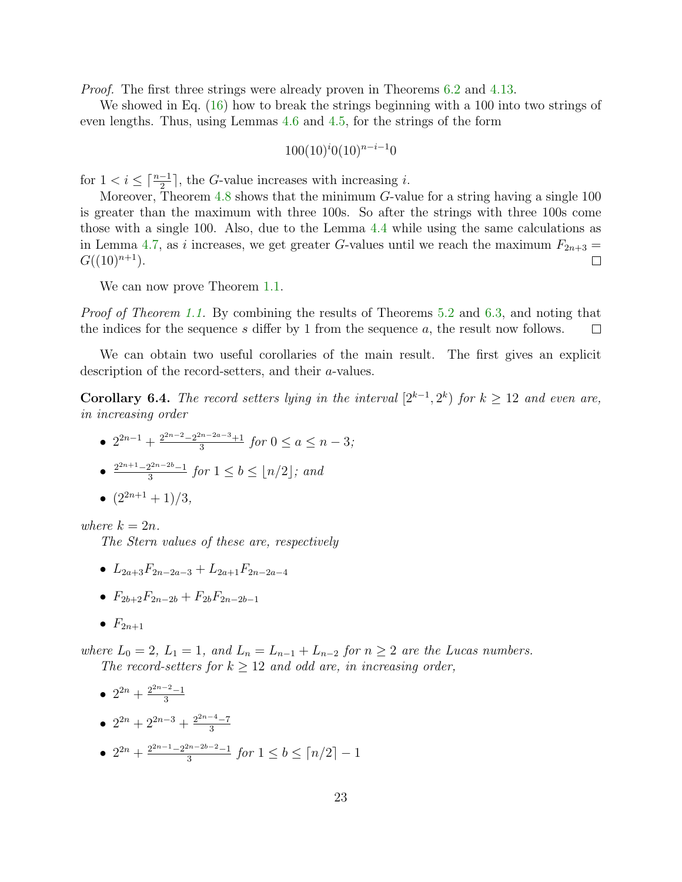*Proof.* The first three strings were already proven in Theorems 6.2 and 4.13.

We showed in Eq. (16) how to break the strings beginning with a 100 into two strings of even lengths. Thus, using Lemmas 4.6 and 4.5, for the strings of the form

$$100(10)^i 0(10)^{n-i-1}0$$

for $1 < i \leq \lceil \frac{n-1}{2} \rceil$, the $G$-value increases with increasing $i$.

Moreover, Theorem 4.8 shows that the minimum $G$-value for a string having a single 100 is greater than the maximum with three 100s. So after the strings with three 100s come those with a single 100. Also, due to the Lemma 4.4 while using the same calculations as in Lemma 4.7, as $i$ increases, we get greater $G$-values until we reach the maximum $F_{2n+3} = G((10)^{n+1})$. $\square$

We can now prove Theorem 1.1.

*Proof of Theorem 1.1.* By combining the results of Theorems 5.2 and 6.3, and noting that the indices for the sequence $s$ differ by 1 from the sequence $a$, the result now follows. $\square$

We can obtain two useful corollaries of the main result. The first gives an explicit description of the record-setters, and their $a$-values.

**Corollary 6.4.** *The record setters lying in the interval $[2^{k-1}, 2^k)$ for $k \geq 12$ and even are, in increasing order*

- $2^{2n-1} + \frac{2^{2n-2} - 2^{2n-2a-3} + 1}{3}$ *for* $0 \leq a \leq n-3$;
- $\frac{2^{2n+1} - 2^{2n-2b} - 1}{3}$ *for* $1 \leq b \leq \lfloor n/2 \rfloor$; *and*
- $(2^{2n+1} + 1)/3$,

*where $k = 2n$.*

*The Stern values of these are, respectively*

- $L_{2a+3} F_{2n-2a-3} + L_{2a+1} F_{2n-2a-4}$
- $F_{2b+2} F_{2n-2b} + F_{2b} F_{2n-2b-1}$
- $F_{2n+1}$

*where $L_0 = 2$, $L_1 = 1$, and $L_n = L_{n-1} + L_{n-2}$ for $n \geq 2$ are the Lucas numbers.*

*The record-setters for $k \geq 12$ and odd are, in increasing order,*

- $2^{2n} + \frac{2^{2n-2} - 1}{3}$
- $2^{2n} + 2^{2n-3} + \frac{2^{2n-4} - 7}{3}$
- $2^{2n} + \frac{2^{2n-1} - 2^{2n-2b-2} - 1}{3}$ *for* $1 \leq b \leq \lceil n/2 \rceil - 1$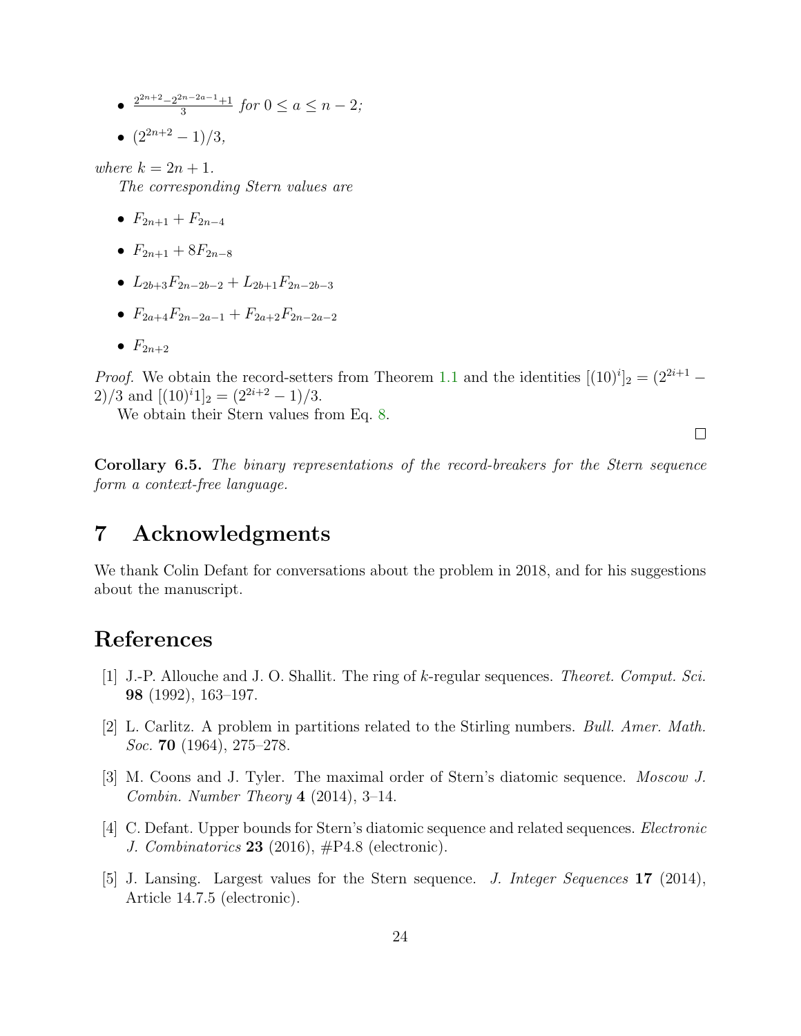- $\frac{2^{2n+2}-2^{2n-2a-1}+1}{3}$ *for* $0 \le a \le n-2$*;*
- $(2^{2n+2}-1)/3$,

*where* $k = 2n+1$.

*The corresponding Stern values are*

- $F_{2n+1} + F_{2n-4}$
- $F_{2n+1} + 8F_{2n-8}$
- $L_{2b+3}F_{2n-2b-2} + L_{2b+1}F_{2n-2b-3}$
- $F_{2a+4}F_{2n-2a-1} + F_{2a+2}F_{2n-2a-2}$
- $F_{2n+2}$

*Proof.* We obtain the record-setters from Theorem 1.1 and the identities $[(10)^i]_2 = (2^{2i+1} - 2)/3$ and $[(10)^i 1]_2 = (2^{2i+2} - 1)/3$.

We obtain their Stern values from Eq. 8. □

**Corollary 6.5.** *The binary representations of the record-breakers for the Stern sequence form a context-free language.*

# 7 Acknowledgments

We thank Colin Defant for conversations about the problem in 2018, and for his suggestions about the manuscript.

# References

[1] J.-P. Allouche and J. O. Shallit. The ring of $k$-regular sequences. *Theoret. Comput. Sci.* **98** (1992), 163–197.

[2] L. Carlitz. A problem in partitions related to the Stirling numbers. *Bull. Amer. Math. Soc.* **70** (1964), 275–278.

[3] M. Coons and J. Tyler. The maximal order of Stern's diatomic sequence. *Moscow J. Combin. Number Theory* **4** (2014), 3–14.

[4] C. Defant. Upper bounds for Stern's diatomic sequence and related sequences. *Electronic J. Combinatorics* **23** (2016), #P4.8 (electronic).

[5] J. Lansing. Largest values for the Stern sequence. *J. Integer Sequences* **17** (2014), Article 14.7.5 (electronic).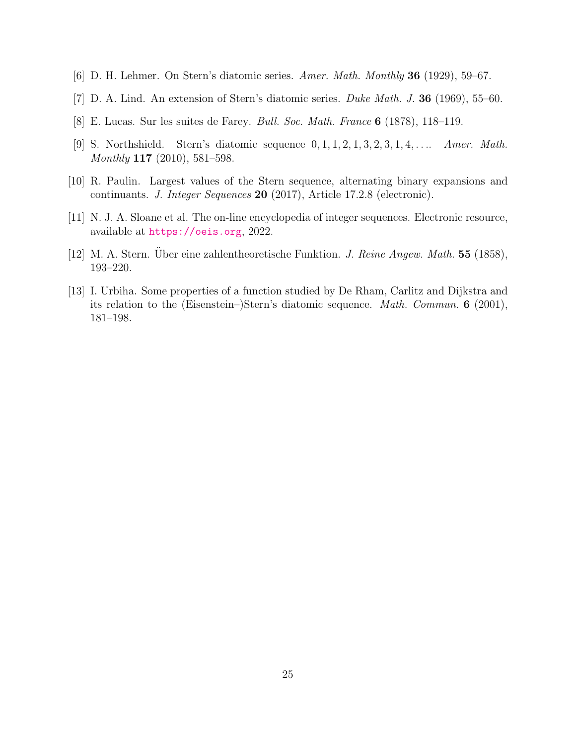[6] D. H. Lehmer. On Stern's diatomic series. *Amer. Math. Monthly* **36** (1929), 59–67.

[7] D. A. Lind. An extension of Stern's diatomic series. *Duke Math. J.* **36** (1969), 55–60.

[8] E. Lucas. Sur les suites de Farey. *Bull. Soc. Math. France* **6** (1878), 118–119.

[9] S. Northshield. Stern's diatomic sequence $0, 1, 1, 2, 1, 3, 2, 3, 1, 4, \ldots$. *Amer. Math. Monthly* **117** (2010), 581–598.

[10] R. Paulin. Largest values of the Stern sequence, alternating binary expansions and continuants. *J. Integer Sequences* **20** (2017), Article 17.2.8 (electronic).

[11] N. J. A. Sloane et al. The on-line encyclopedia of integer sequences. Electronic resource, available at https://oeis.org, 2022.

[12] M. A. Stern. Über eine zahlentheoretische Funktion. *J. Reine Angew. Math.* **55** (1858), 193–220.

[13] I. Urbiha. Some properties of a function studied by De Rham, Carlitz and Dijkstra and its relation to the (Eisenstein–)Stern's diatomic sequence. *Math. Commun.* **6** (2001), 181–198.